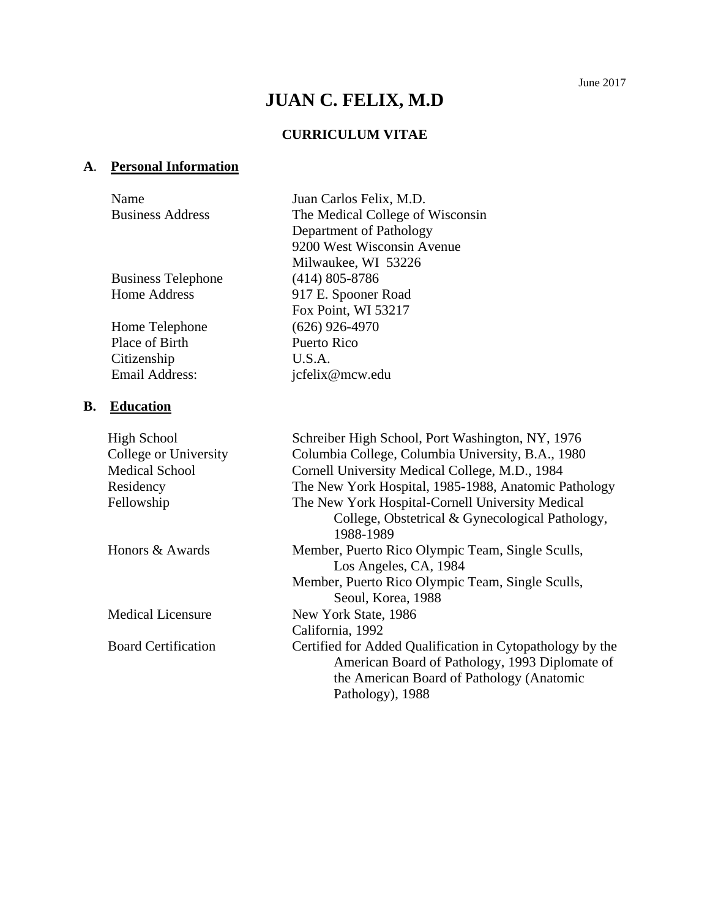June 2017

# JUAN C. FELIX, M.D

## CURRICULUM VITAE

### A. Personal Information

| | |
|---|---|
| Name | Juan Carlos Felix, M.D. |
| Business Address | The Medical College of Wisconsin<br>Department of Pathology<br>9200 West Wisconsin Avenue<br>Milwaukee, WI 53226 |
| Business Telephone | (414) 805-8786 |
| Home Address | 917 E. Spooner Road<br>Fox Point, WI 53217 |
| Home Telephone | (626) 926-4970 |
| Place of Birth | Puerto Rico |
| Citizenship | U.S.A. |
| Email Address: | jcfelix@mcw.edu |

### B. Education

| | |
|---|---|
| High School | Schreiber High School, Port Washington, NY, 1976 |
| College or University | Columbia College, Columbia University, B.A., 1980 |
| Medical School | Cornell University Medical College, M.D., 1984 |
| Residency | The New York Hospital, 1985-1988, Anatomic Pathology |
| Fellowship | The New York Hospital-Cornell University Medical College, Obstetrical & Gynecological Pathology, 1988-1989 |
| Honors & Awards | Member, Puerto Rico Olympic Team, Single Sculls, Los Angeles, CA, 1984<br>Member, Puerto Rico Olympic Team, Single Sculls, Seoul, Korea, 1988 |
| Medical Licensure | New York State, 1986<br>California, 1992 |
| Board Certification | Certified for Added Qualification in Cytopathology by the American Board of Pathology, 1993 Diplomate of the American Board of Pathology (Anatomic Pathology), 1988 |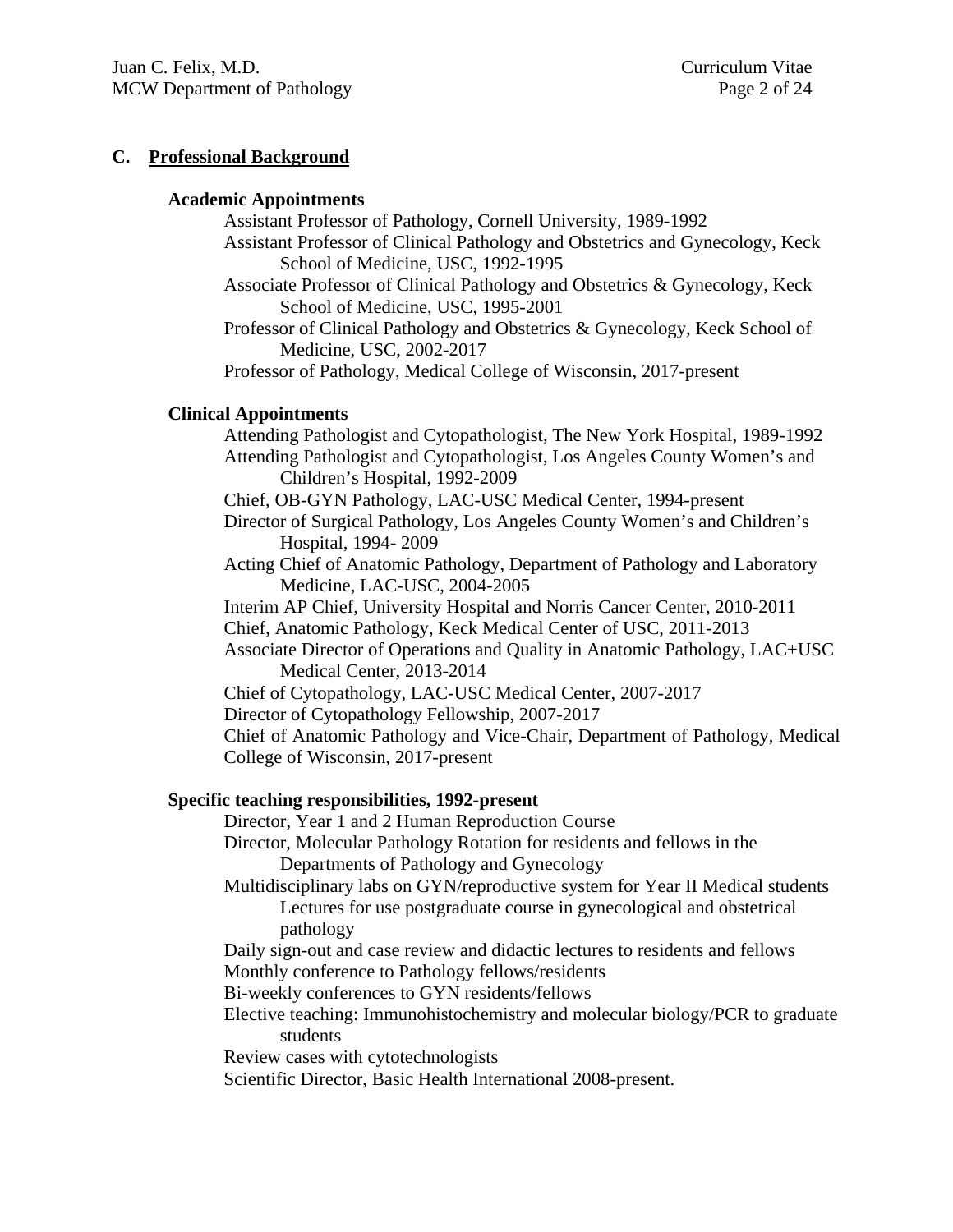## C. Professional Background

### Academic Appointments

- Assistant Professor of Pathology, Cornell University, 1989-1992
- Assistant Professor of Clinical Pathology and Obstetrics and Gynecology, Keck School of Medicine, USC, 1992-1995
- Associate Professor of Clinical Pathology and Obstetrics & Gynecology, Keck School of Medicine, USC, 1995-2001
- Professor of Clinical Pathology and Obstetrics & Gynecology, Keck School of Medicine, USC, 2002-2017
- Professor of Pathology, Medical College of Wisconsin, 2017-present

### Clinical Appointments

- Attending Pathologist and Cytopathologist, The New York Hospital, 1989-1992
- Attending Pathologist and Cytopathologist, Los Angeles County Women's and Children's Hospital, 1992-2009
- Chief, OB-GYN Pathology, LAC-USC Medical Center, 1994-present
- Director of Surgical Pathology, Los Angeles County Women's and Children's Hospital, 1994- 2009
- Acting Chief of Anatomic Pathology, Department of Pathology and Laboratory Medicine, LAC-USC, 2004-2005
- Interim AP Chief, University Hospital and Norris Cancer Center, 2010-2011
- Chief, Anatomic Pathology, Keck Medical Center of USC, 2011-2013
- Associate Director of Operations and Quality in Anatomic Pathology, LAC+USC Medical Center, 2013-2014
- Chief of Cytopathology, LAC-USC Medical Center, 2007-2017
- Director of Cytopathology Fellowship, 2007-2017
- Chief of Anatomic Pathology and Vice-Chair, Department of Pathology, Medical College of Wisconsin, 2017-present

### Specific teaching responsibilities, 1992-present

- Director, Year 1 and 2 Human Reproduction Course
- Director, Molecular Pathology Rotation for residents and fellows in the Departments of Pathology and Gynecology
- Multidisciplinary labs on GYN/reproductive system for Year II Medical students Lectures for use postgraduate course in gynecological and obstetrical pathology
- Daily sign-out and case review and didactic lectures to residents and fellows
- Monthly conference to Pathology fellows/residents
- Bi-weekly conferences to GYN residents/fellows
- Elective teaching: Immunohistochemistry and molecular biology/PCR to graduate students
- Review cases with cytotechnologists
- Scientific Director, Basic Health International 2008-present.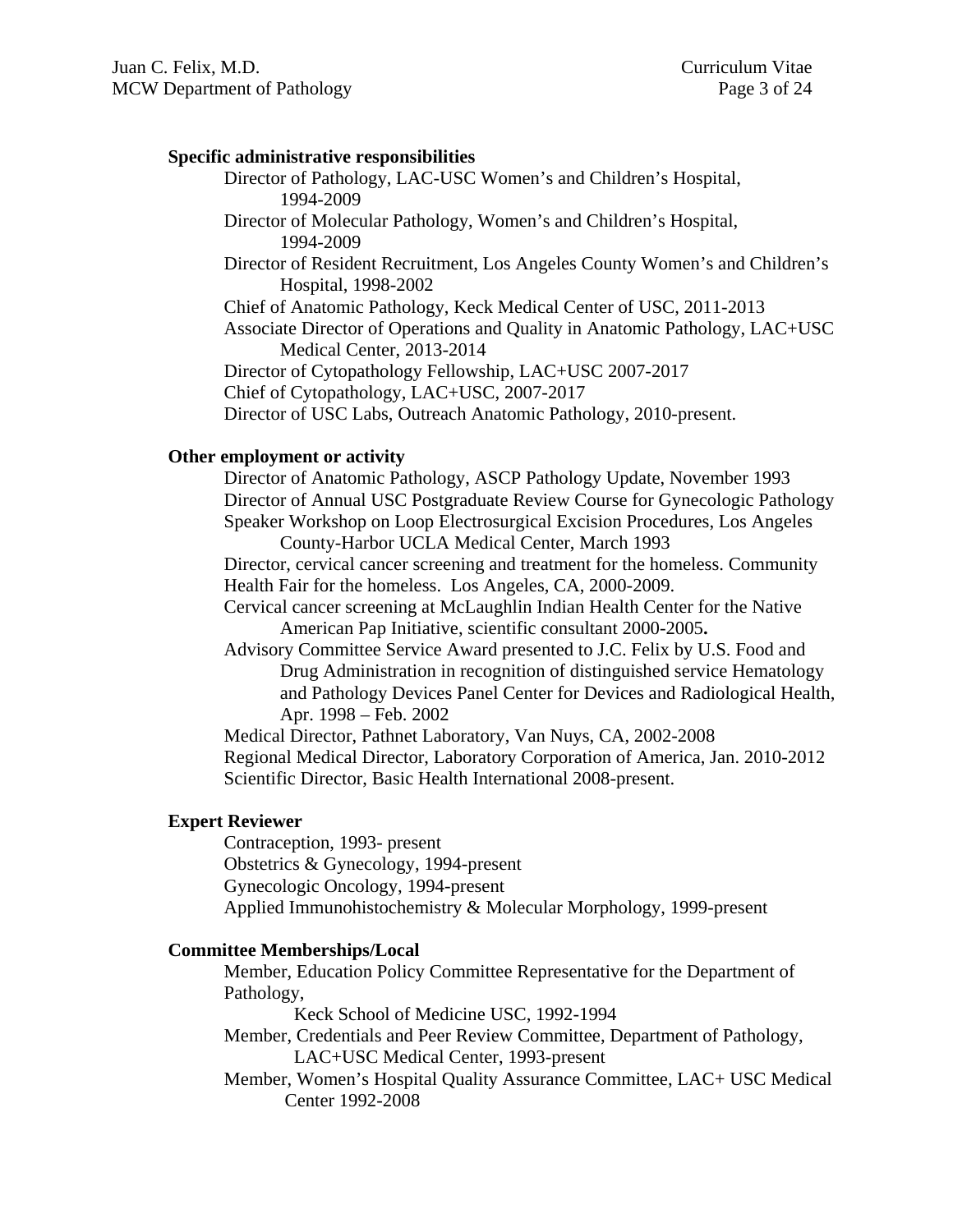**Specific administrative responsibilities**

Director of Pathology, LAC-USC Women's and Children's Hospital, 1994-2009
Director of Molecular Pathology, Women's and Children's Hospital, 1994-2009
Director of Resident Recruitment, Los Angeles County Women's and Children's Hospital, 1998-2002
Chief of Anatomic Pathology, Keck Medical Center of USC, 2011-2013
Associate Director of Operations and Quality in Anatomic Pathology, LAC+USC Medical Center, 2013-2014
Director of Cytopathology Fellowship, LAC+USC 2007-2017
Chief of Cytopathology, LAC+USC, 2007-2017
Director of USC Labs, Outreach Anatomic Pathology, 2010-present.

**Other employment or activity**

Director of Anatomic Pathology, ASCP Pathology Update, November 1993
Director of Annual USC Postgraduate Review Course for Gynecologic Pathology
Speaker Workshop on Loop Electrosurgical Excision Procedures, Los Angeles County-Harbor UCLA Medical Center, March 1993
Director, cervical cancer screening and treatment for the homeless. Community Health Fair for the homeless. Los Angeles, CA, 2000-2009.
Cervical cancer screening at McLaughlin Indian Health Center for the Native American Pap Initiative, scientific consultant 2000-2005**.**
Advisory Committee Service Award presented to J.C. Felix by U.S. Food and Drug Administration in recognition of distinguished service Hematology and Pathology Devices Panel Center for Devices and Radiological Health, Apr. 1998 – Feb. 2002
Medical Director, Pathnet Laboratory, Van Nuys, CA, 2002-2008
Regional Medical Director, Laboratory Corporation of America, Jan. 2010-2012
Scientific Director, Basic Health International 2008-present.

**Expert Reviewer**

Contraception, 1993- present
Obstetrics & Gynecology, 1994-present
Gynecologic Oncology, 1994-present
Applied Immunohistochemistry & Molecular Morphology, 1999-present

**Committee Memberships/Local**

Member, Education Policy Committee Representative for the Department of Pathology, Keck School of Medicine USC, 1992-1994
Member, Credentials and Peer Review Committee, Department of Pathology, LAC+USC Medical Center, 1993-present
Member, Women's Hospital Quality Assurance Committee, LAC+ USC Medical Center 1992-2008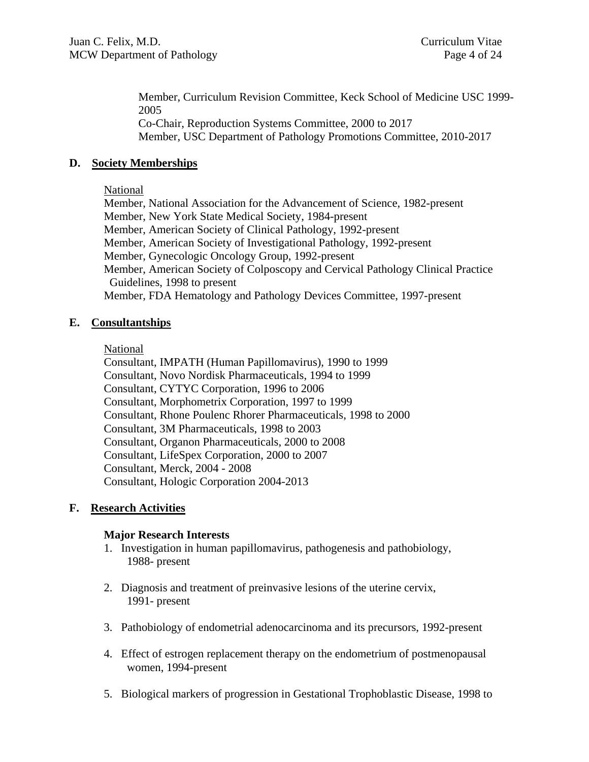Member, Curriculum Revision Committee, Keck School of Medicine USC 1999-2005
Co-Chair, Reproduction Systems Committee, 2000 to 2017
Member, USC Department of Pathology Promotions Committee, 2010-2017

## D. Society Memberships

National

Member, National Association for the Advancement of Science, 1982-present
Member, New York State Medical Society, 1984-present
Member, American Society of Clinical Pathology, 1992-present
Member, American Society of Investigational Pathology, 1992-present
Member, Gynecologic Oncology Group, 1992-present
Member, American Society of Colposcopy and Cervical Pathology Clinical Practice Guidelines, 1998 to present
Member, FDA Hematology and Pathology Devices Committee, 1997-present

## E. Consultantships

National

Consultant, IMPATH (Human Papillomavirus), 1990 to 1999
Consultant, Novo Nordisk Pharmaceuticals, 1994 to 1999
Consultant, CYTYC Corporation, 1996 to 2006
Consultant, Morphometrix Corporation, 1997 to 1999
Consultant, Rhone Poulenc Rhorer Pharmaceuticals, 1998 to 2000
Consultant, 3M Pharmaceuticals, 1998 to 2003
Consultant, Organon Pharmaceuticals, 2000 to 2008
Consultant, LifeSpex Corporation, 2000 to 2007
Consultant, Merck, 2004 - 2008
Consultant, Hologic Corporation 2004-2013

## F. Research Activities

**Major Research Interests**

1. Investigation in human papillomavirus, pathogenesis and pathobiology, 1988- present

2. Diagnosis and treatment of preinvasive lesions of the uterine cervix, 1991- present

3. Pathobiology of endometrial adenocarcinoma and its precursors, 1992-present

4. Effect of estrogen replacement therapy on the endometrium of postmenopausal women, 1994-present

5. Biological markers of progression in Gestational Trophoblastic Disease, 1998 to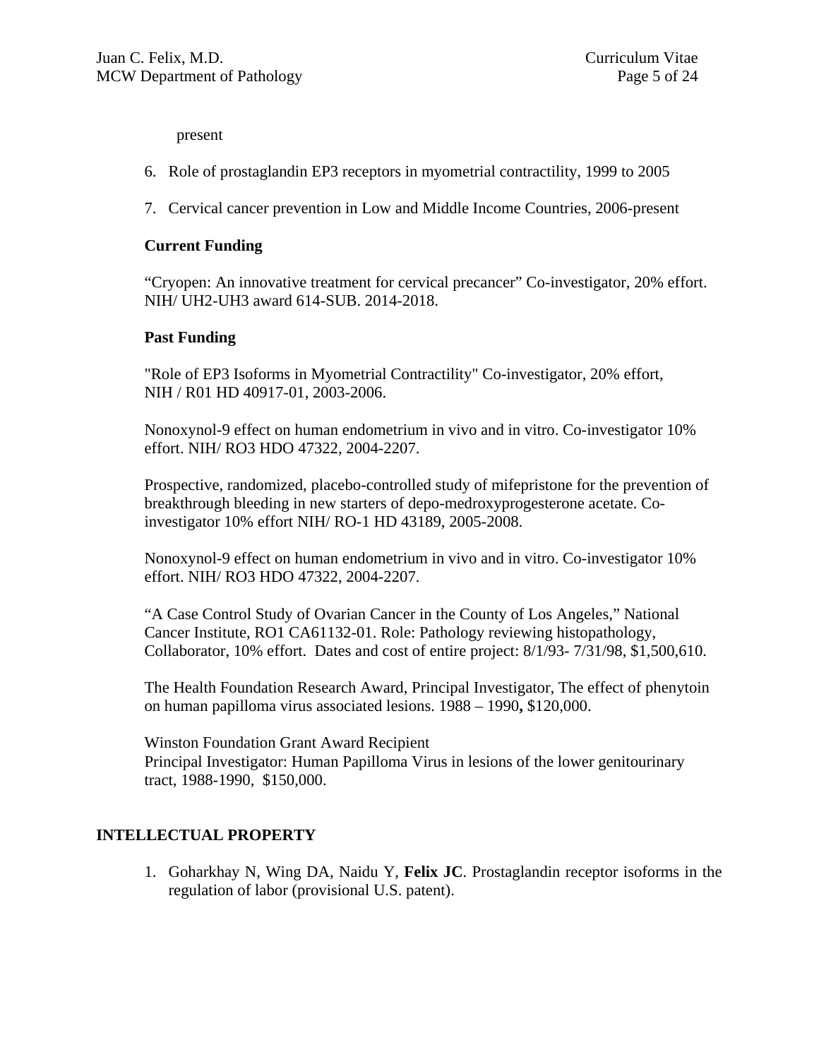present

6. Role of prostaglandin EP3 receptors in myometrial contractility, 1999 to 2005

7. Cervical cancer prevention in Low and Middle Income Countries, 2006-present

### Current Funding

"Cryopen: An innovative treatment for cervical precancer" Co-investigator, 20% effort. NIH/ UH2-UH3 award 614-SUB. 2014-2018.

### Past Funding

"Role of EP3 Isoforms in Myometrial Contractility" Co-investigator, 20% effort, NIH / R01 HD 40917-01, 2003-2006.

Nonoxynol-9 effect on human endometrium in vivo and in vitro. Co-investigator 10% effort. NIH/ RO3 HDO 47322, 2004-2207.

Prospective, randomized, placebo-controlled study of mifepristone for the prevention of breakthrough bleeding in new starters of depo-medroxyprogesterone acetate. Co-investigator 10% effort NIH/ RO-1 HD 43189, 2005-2008.

Nonoxynol-9 effect on human endometrium in vivo and in vitro. Co-investigator 10% effort. NIH/ RO3 HDO 47322, 2004-2207.

"A Case Control Study of Ovarian Cancer in the County of Los Angeles," National Cancer Institute, RO1 CA61132-01. Role: Pathology reviewing histopathology, Collaborator, 10% effort. Dates and cost of entire project: 8/1/93- 7/31/98, $1,500,610.

The Health Foundation Research Award, Principal Investigator, The effect of phenytoin on human papilloma virus associated lesions. 1988 – 1990**,** $120,000.

Winston Foundation Grant Award Recipient
Principal Investigator: Human Papilloma Virus in lesions of the lower genitourinary tract, 1988-1990, $150,000.

## INTELLECTUAL PROPERTY

1. Goharkhay N, Wing DA, Naidu Y, **Felix JC**. Prostaglandin receptor isoforms in the regulation of labor (provisional U.S. patent).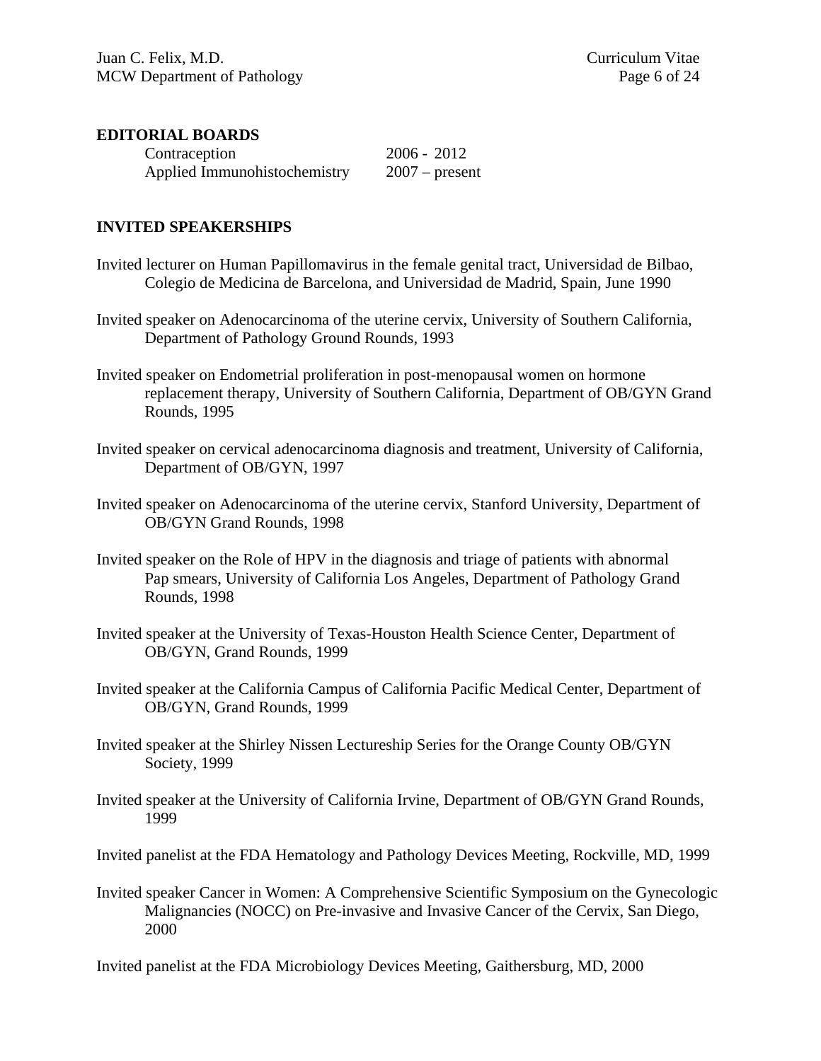## EDITORIAL BOARDS

| | |
|---|---|
| Contraception | 2006 - 2012 |
| Applied Immunohistochemistry | 2007 – present |

## INVITED SPEAKERSHIPS

Invited lecturer on Human Papillomavirus in the female genital tract, Universidad de Bilbao, Colegio de Medicina de Barcelona, and Universidad de Madrid, Spain, June 1990

Invited speaker on Adenocarcinoma of the uterine cervix, University of Southern California, Department of Pathology Ground Rounds, 1993

Invited speaker on Endometrial proliferation in post-menopausal women on hormone replacement therapy, University of Southern California, Department of OB/GYN Grand Rounds, 1995

Invited speaker on cervical adenocarcinoma diagnosis and treatment, University of California, Department of OB/GYN, 1997

Invited speaker on Adenocarcinoma of the uterine cervix, Stanford University, Department of OB/GYN Grand Rounds, 1998

Invited speaker on the Role of HPV in the diagnosis and triage of patients with abnormal Pap smears, University of California Los Angeles, Department of Pathology Grand Rounds, 1998

Invited speaker at the University of Texas-Houston Health Science Center, Department of OB/GYN, Grand Rounds, 1999

Invited speaker at the California Campus of California Pacific Medical Center, Department of OB/GYN, Grand Rounds, 1999

Invited speaker at the Shirley Nissen Lectureship Series for the Orange County OB/GYN Society, 1999

Invited speaker at the University of California Irvine, Department of OB/GYN Grand Rounds, 1999

Invited panelist at the FDA Hematology and Pathology Devices Meeting, Rockville, MD, 1999

Invited speaker Cancer in Women: A Comprehensive Scientific Symposium on the Gynecologic Malignancies (NOCC) on Pre-invasive and Invasive Cancer of the Cervix, San Diego, 2000

Invited panelist at the FDA Microbiology Devices Meeting, Gaithersburg, MD, 2000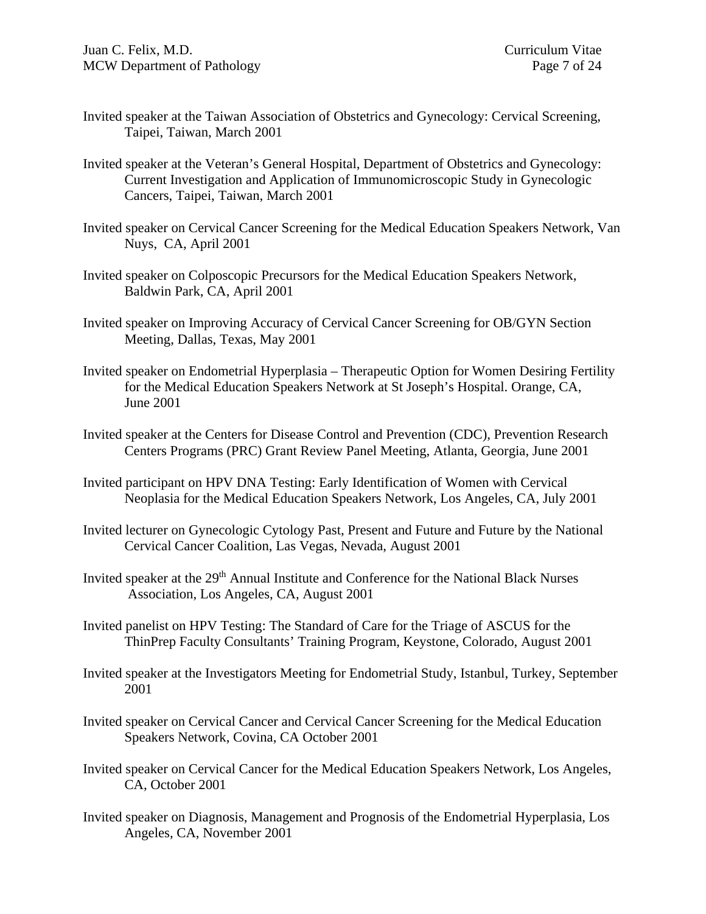Invited speaker at the Taiwan Association of Obstetrics and Gynecology: Cervical Screening, Taipei, Taiwan, March 2001

Invited speaker at the Veteran's General Hospital, Department of Obstetrics and Gynecology: Current Investigation and Application of Immunomicroscopic Study in Gynecologic Cancers, Taipei, Taiwan, March 2001

Invited speaker on Cervical Cancer Screening for the Medical Education Speakers Network, Van Nuys, CA, April 2001

Invited speaker on Colposcopic Precursors for the Medical Education Speakers Network, Baldwin Park, CA, April 2001

Invited speaker on Improving Accuracy of Cervical Cancer Screening for OB/GYN Section Meeting, Dallas, Texas, May 2001

Invited speaker on Endometrial Hyperplasia – Therapeutic Option for Women Desiring Fertility for the Medical Education Speakers Network at St Joseph's Hospital. Orange, CA, June 2001

Invited speaker at the Centers for Disease Control and Prevention (CDC), Prevention Research Centers Programs (PRC) Grant Review Panel Meeting, Atlanta, Georgia, June 2001

Invited participant on HPV DNA Testing: Early Identification of Women with Cervical Neoplasia for the Medical Education Speakers Network, Los Angeles, CA, July 2001

Invited lecturer on Gynecologic Cytology Past, Present and Future and Future by the National Cervical Cancer Coalition, Las Vegas, Nevada, August 2001

Invited speaker at the 29th Annual Institute and Conference for the National Black Nurses Association, Los Angeles, CA, August 2001

Invited panelist on HPV Testing: The Standard of Care for the Triage of ASCUS for the ThinPrep Faculty Consultants' Training Program, Keystone, Colorado, August 2001

Invited speaker at the Investigators Meeting for Endometrial Study, Istanbul, Turkey, September 2001

Invited speaker on Cervical Cancer and Cervical Cancer Screening for the Medical Education Speakers Network, Covina, CA October 2001

Invited speaker on Cervical Cancer for the Medical Education Speakers Network, Los Angeles, CA, October 2001

Invited speaker on Diagnosis, Management and Prognosis of the Endometrial Hyperplasia, Los Angeles, CA, November 2001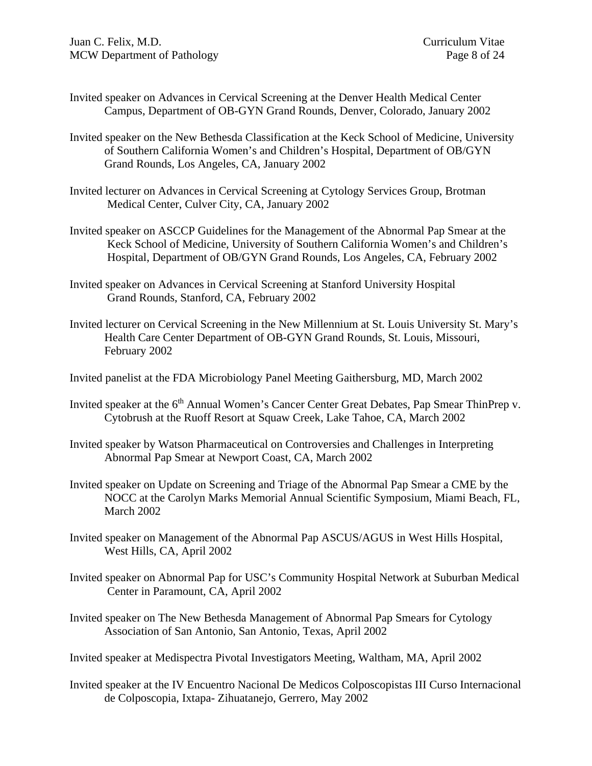Invited speaker on Advances in Cervical Screening at the Denver Health Medical Center Campus, Department of OB-GYN Grand Rounds, Denver, Colorado, January 2002

Invited speaker on the New Bethesda Classification at the Keck School of Medicine, University of Southern California Women's and Children's Hospital, Department of OB/GYN Grand Rounds, Los Angeles, CA, January 2002

Invited lecturer on Advances in Cervical Screening at Cytology Services Group, Brotman Medical Center, Culver City, CA, January 2002

Invited speaker on ASCCP Guidelines for the Management of the Abnormal Pap Smear at the Keck School of Medicine, University of Southern California Women's and Children's Hospital, Department of OB/GYN Grand Rounds, Los Angeles, CA, February 2002

Invited speaker on Advances in Cervical Screening at Stanford University Hospital Grand Rounds, Stanford, CA, February 2002

Invited lecturer on Cervical Screening in the New Millennium at St. Louis University St. Mary's Health Care Center Department of OB-GYN Grand Rounds, St. Louis, Missouri, February 2002

Invited panelist at the FDA Microbiology Panel Meeting Gaithersburg, MD, March 2002

Invited speaker at the 6th Annual Women's Cancer Center Great Debates, Pap Smear ThinPrep v. Cytobrush at the Ruoff Resort at Squaw Creek, Lake Tahoe, CA, March 2002

Invited speaker by Watson Pharmaceutical on Controversies and Challenges in Interpreting Abnormal Pap Smear at Newport Coast, CA, March 2002

Invited speaker on Update on Screening and Triage of the Abnormal Pap Smear a CME by the NOCC at the Carolyn Marks Memorial Annual Scientific Symposium, Miami Beach, FL, March 2002

Invited speaker on Management of the Abnormal Pap ASCUS/AGUS in West Hills Hospital, West Hills, CA, April 2002

Invited speaker on Abnormal Pap for USC's Community Hospital Network at Suburban Medical Center in Paramount, CA, April 2002

Invited speaker on The New Bethesda Management of Abnormal Pap Smears for Cytology Association of San Antonio, San Antonio, Texas, April 2002

Invited speaker at Medispectra Pivotal Investigators Meeting, Waltham, MA, April 2002

Invited speaker at the IV Encuentro Nacional De Medicos Colposcopistas III Curso Internacional de Colposcopia, Ixtapa- Zihuatanejo, Gerrero, May 2002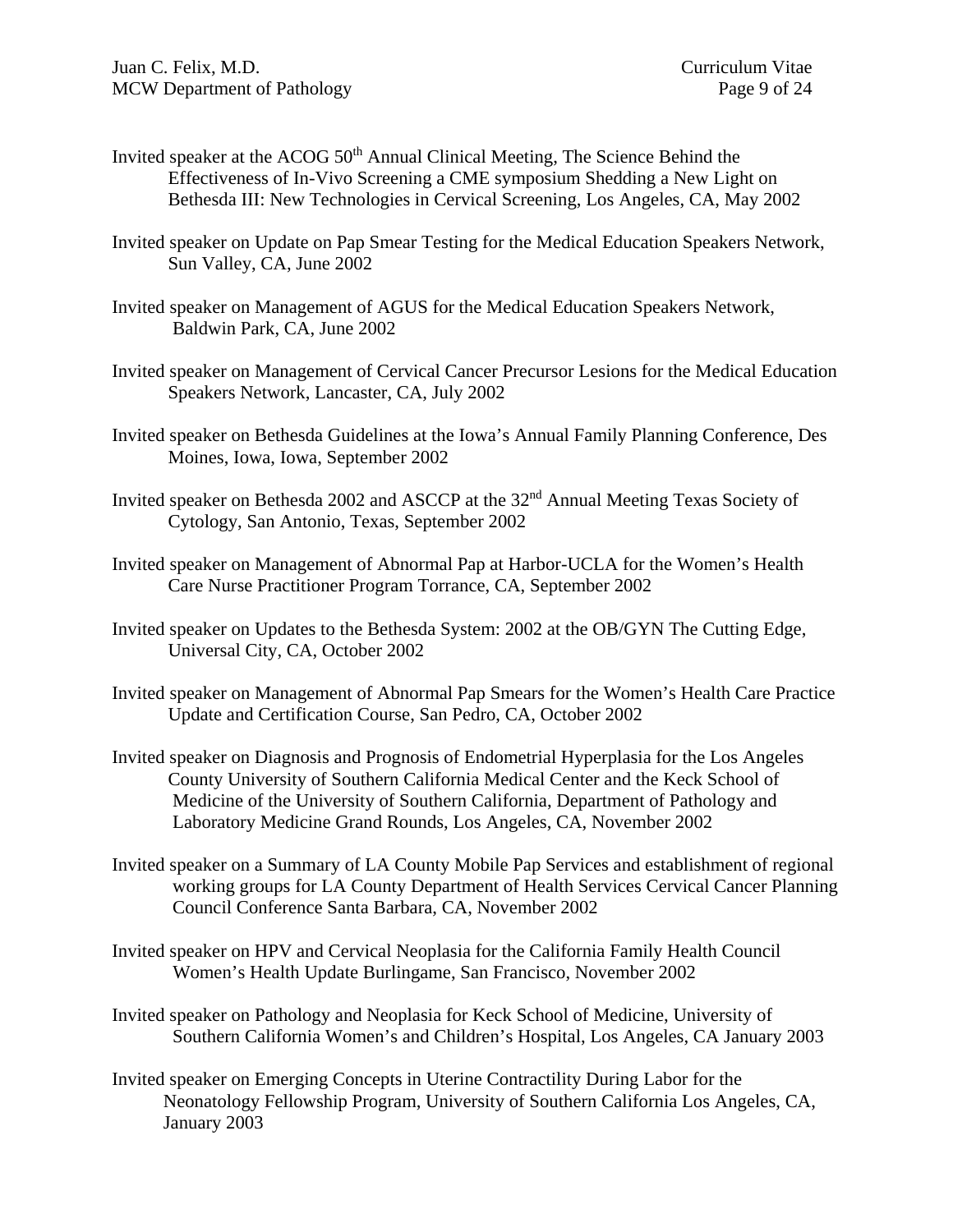Invited speaker at the ACOG 50th Annual Clinical Meeting, The Science Behind the Effectiveness of In-Vivo Screening a CME symposium Shedding a New Light on Bethesda III: New Technologies in Cervical Screening, Los Angeles, CA, May 2002

Invited speaker on Update on Pap Smear Testing for the Medical Education Speakers Network, Sun Valley, CA, June 2002

Invited speaker on Management of AGUS for the Medical Education Speakers Network, Baldwin Park, CA, June 2002

Invited speaker on Management of Cervical Cancer Precursor Lesions for the Medical Education Speakers Network, Lancaster, CA, July 2002

Invited speaker on Bethesda Guidelines at the Iowa's Annual Family Planning Conference, Des Moines, Iowa, Iowa, September 2002

Invited speaker on Bethesda 2002 and ASCCP at the 32nd Annual Meeting Texas Society of Cytology, San Antonio, Texas, September 2002

Invited speaker on Management of Abnormal Pap at Harbor-UCLA for the Women's Health Care Nurse Practitioner Program Torrance, CA, September 2002

Invited speaker on Updates to the Bethesda System: 2002 at the OB/GYN The Cutting Edge, Universal City, CA, October 2002

Invited speaker on Management of Abnormal Pap Smears for the Women's Health Care Practice Update and Certification Course, San Pedro, CA, October 2002

Invited speaker on Diagnosis and Prognosis of Endometrial Hyperplasia for the Los Angeles County University of Southern California Medical Center and the Keck School of Medicine of the University of Southern California, Department of Pathology and Laboratory Medicine Grand Rounds, Los Angeles, CA, November 2002

Invited speaker on a Summary of LA County Mobile Pap Services and establishment of regional working groups for LA County Department of Health Services Cervical Cancer Planning Council Conference Santa Barbara, CA, November 2002

Invited speaker on HPV and Cervical Neoplasia for the California Family Health Council Women's Health Update Burlingame, San Francisco, November 2002

Invited speaker on Pathology and Neoplasia for Keck School of Medicine, University of Southern California Women's and Children's Hospital, Los Angeles, CA January 2003

Invited speaker on Emerging Concepts in Uterine Contractility During Labor for the Neonatology Fellowship Program, University of Southern California Los Angeles, CA, January 2003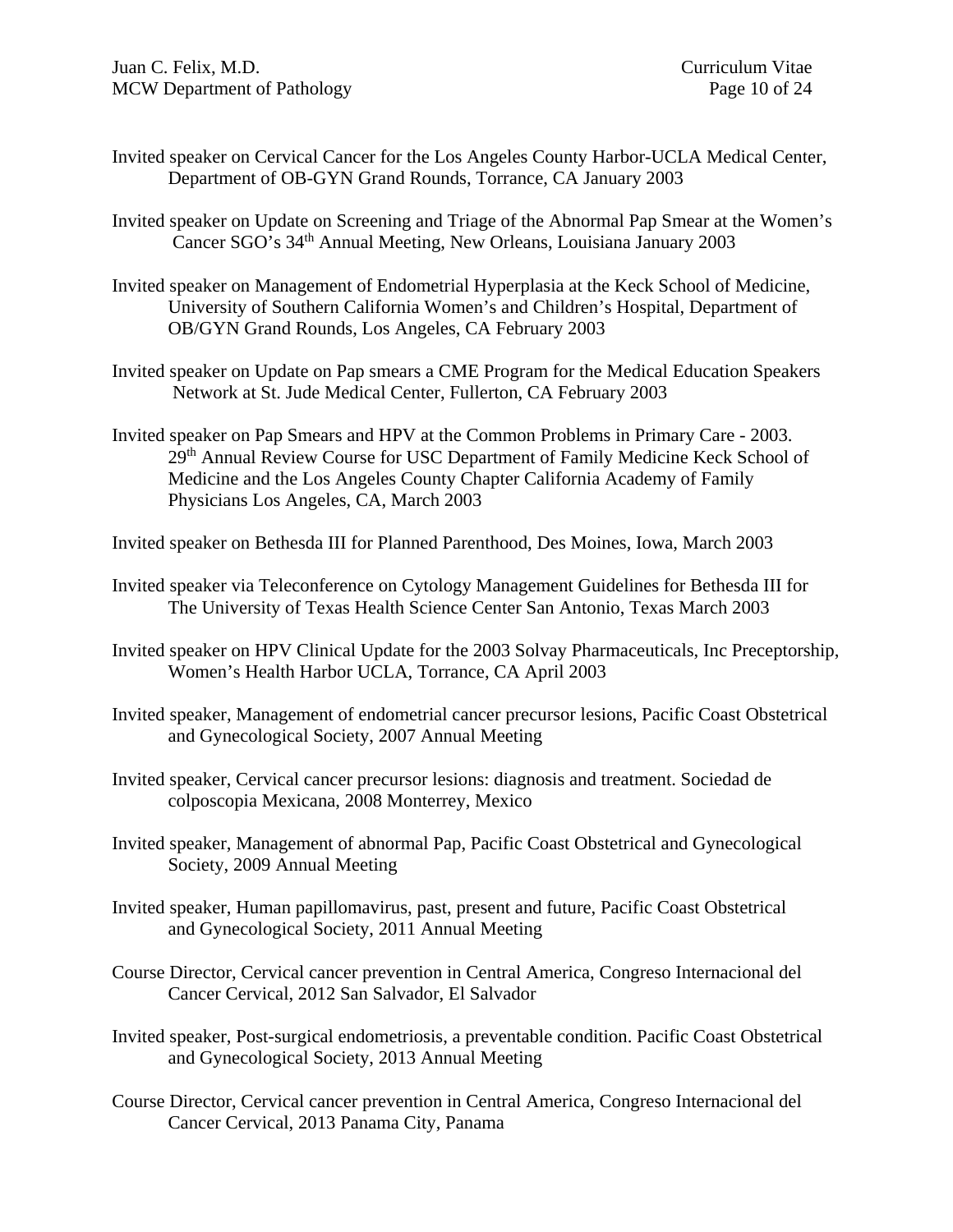Invited speaker on Cervical Cancer for the Los Angeles County Harbor-UCLA Medical Center, Department of OB-GYN Grand Rounds, Torrance, CA January 2003

Invited speaker on Update on Screening and Triage of the Abnormal Pap Smear at the Women's Cancer SGO's 34th Annual Meeting, New Orleans, Louisiana January 2003

Invited speaker on Management of Endometrial Hyperplasia at the Keck School of Medicine, University of Southern California Women's and Children's Hospital, Department of OB/GYN Grand Rounds, Los Angeles, CA February 2003

Invited speaker on Update on Pap smears a CME Program for the Medical Education Speakers Network at St. Jude Medical Center, Fullerton, CA February 2003

Invited speaker on Pap Smears and HPV at the Common Problems in Primary Care - 2003. 29th Annual Review Course for USC Department of Family Medicine Keck School of Medicine and the Los Angeles County Chapter California Academy of Family Physicians Los Angeles, CA, March 2003

Invited speaker on Bethesda III for Planned Parenthood, Des Moines, Iowa, March 2003

Invited speaker via Teleconference on Cytology Management Guidelines for Bethesda III for The University of Texas Health Science Center San Antonio, Texas March 2003

Invited speaker on HPV Clinical Update for the 2003 Solvay Pharmaceuticals, Inc Preceptorship, Women's Health Harbor UCLA, Torrance, CA April 2003

Invited speaker, Management of endometrial cancer precursor lesions, Pacific Coast Obstetrical and Gynecological Society, 2007 Annual Meeting

Invited speaker, Cervical cancer precursor lesions: diagnosis and treatment. Sociedad de colposcopia Mexicana, 2008 Monterrey, Mexico

Invited speaker, Management of abnormal Pap, Pacific Coast Obstetrical and Gynecological Society, 2009 Annual Meeting

Invited speaker, Human papillomavirus, past, present and future, Pacific Coast Obstetrical and Gynecological Society, 2011 Annual Meeting

Course Director, Cervical cancer prevention in Central America, Congreso Internacional del Cancer Cervical, 2012 San Salvador, El Salvador

Invited speaker, Post-surgical endometriosis, a preventable condition. Pacific Coast Obstetrical and Gynecological Society, 2013 Annual Meeting

Course Director, Cervical cancer prevention in Central America, Congreso Internacional del Cancer Cervical, 2013 Panama City, Panama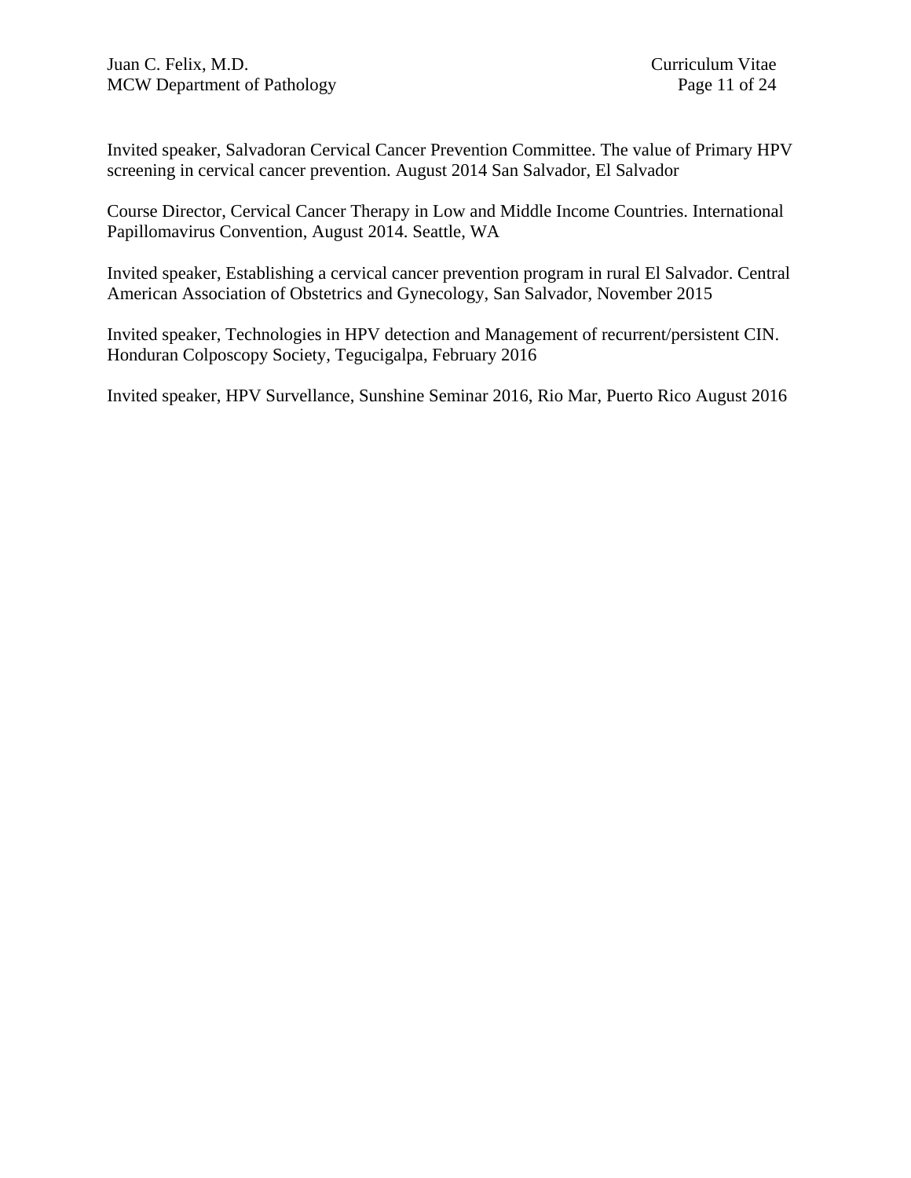Invited speaker, Salvadoran Cervical Cancer Prevention Committee. The value of Primary HPV screening in cervical cancer prevention. August 2014 San Salvador, El Salvador

Course Director, Cervical Cancer Therapy in Low and Middle Income Countries. International Papillomavirus Convention, August 2014. Seattle, WA

Invited speaker, Establishing a cervical cancer prevention program in rural El Salvador. Central American Association of Obstetrics and Gynecology, San Salvador, November 2015

Invited speaker, Technologies in HPV detection and Management of recurrent/persistent CIN. Honduran Colposcopy Society, Tegucigalpa, February 2016

Invited speaker, HPV Survellance, Sunshine Seminar 2016, Rio Mar, Puerto Rico August 2016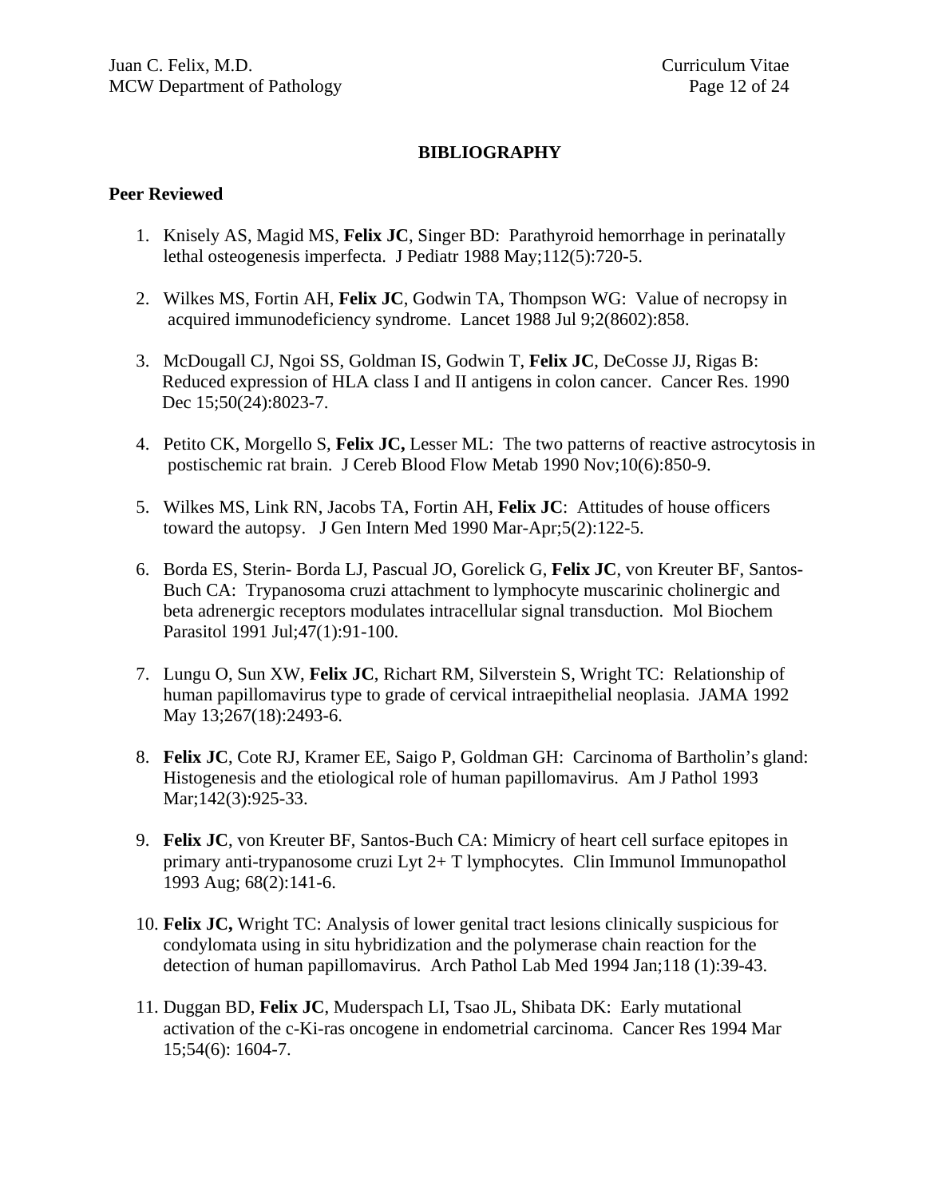## BIBLIOGRAPHY

### Peer Reviewed

1. Knisely AS, Magid MS, **Felix JC**, Singer BD: Parathyroid hemorrhage in perinatally lethal osteogenesis imperfecta. J Pediatr 1988 May;112(5):720-5.

2. Wilkes MS, Fortin AH, **Felix JC**, Godwin TA, Thompson WG: Value of necropsy in acquired immunodeficiency syndrome. Lancet 1988 Jul 9;2(8602):858.

3. McDougall CJ, Ngoi SS, Goldman IS, Godwin T, **Felix JC**, DeCosse JJ, Rigas B: Reduced expression of HLA class I and II antigens in colon cancer. Cancer Res. 1990 Dec 15;50(24):8023-7.

4. Petito CK, Morgello S, **Felix JC,** Lesser ML: The two patterns of reactive astrocytosis in postischemic rat brain. J Cereb Blood Flow Metab 1990 Nov;10(6):850-9.

5. Wilkes MS, Link RN, Jacobs TA, Fortin AH, **Felix JC**: Attitudes of house officers toward the autopsy. J Gen Intern Med 1990 Mar-Apr;5(2):122-5.

6. Borda ES, Sterin- Borda LJ, Pascual JO, Gorelick G, **Felix JC**, von Kreuter BF, Santos-Buch CA: Trypanosoma cruzi attachment to lymphocyte muscarinic cholinergic and beta adrenergic receptors modulates intracellular signal transduction. Mol Biochem Parasitol 1991 Jul;47(1):91-100.

7. Lungu O, Sun XW, **Felix JC**, Richart RM, Silverstein S, Wright TC: Relationship of human papillomavirus type to grade of cervical intraepithelial neoplasia. JAMA 1992 May 13;267(18):2493-6.

8. **Felix JC**, Cote RJ, Kramer EE, Saigo P, Goldman GH: Carcinoma of Bartholin's gland: Histogenesis and the etiological role of human papillomavirus. Am J Pathol 1993 Mar;142(3):925-33.

9. **Felix JC**, von Kreuter BF, Santos-Buch CA: Mimicry of heart cell surface epitopes in primary anti-trypanosome cruzi Lyt 2+ T lymphocytes. Clin Immunol Immunopathol 1993 Aug; 68(2):141-6.

10. **Felix JC,** Wright TC: Analysis of lower genital tract lesions clinically suspicious for condylomata using in situ hybridization and the polymerase chain reaction for the detection of human papillomavirus. Arch Pathol Lab Med 1994 Jan;118 (1):39-43.

11. Duggan BD, **Felix JC**, Muderspach LI, Tsao JL, Shibata DK: Early mutational activation of the c-Ki-ras oncogene in endometrial carcinoma. Cancer Res 1994 Mar 15;54(6): 1604-7.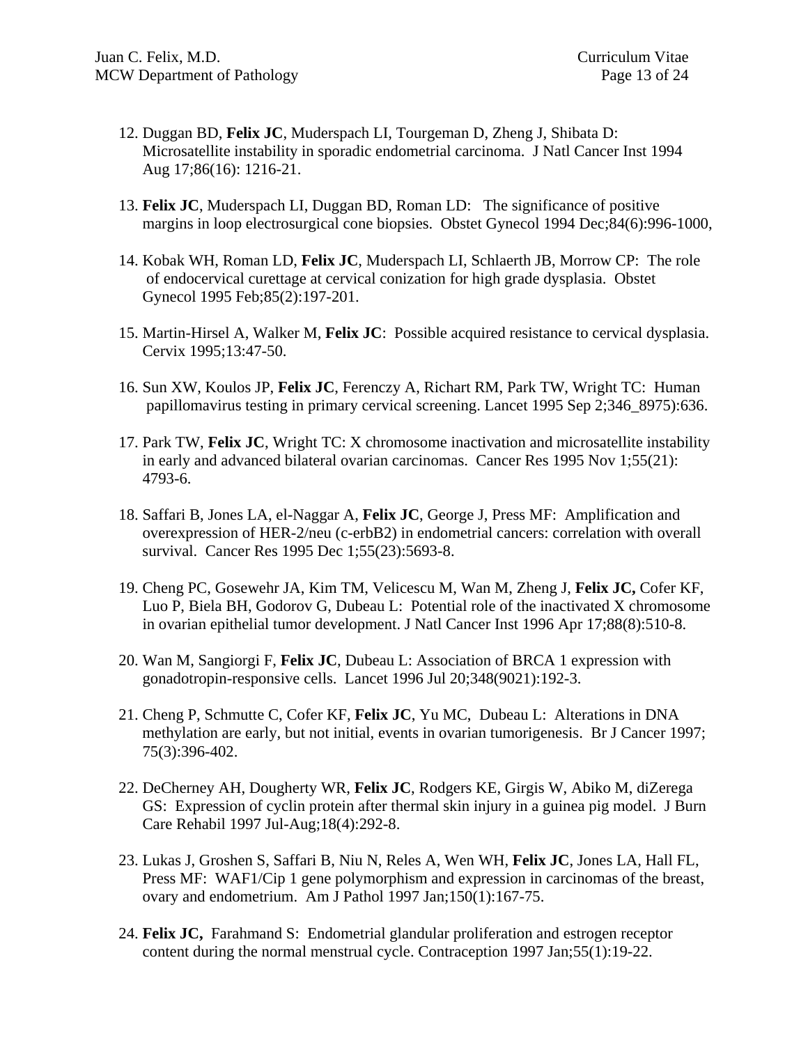12. Duggan BD, **Felix JC**, Muderspach LI, Tourgeman D, Zheng J, Shibata D: Microsatellite instability in sporadic endometrial carcinoma. J Natl Cancer Inst 1994 Aug 17;86(16): 1216-21.

13. **Felix JC**, Muderspach LI, Duggan BD, Roman LD: The significance of positive margins in loop electrosurgical cone biopsies. Obstet Gynecol 1994 Dec;84(6):996-1000,

14. Kobak WH, Roman LD, **Felix JC**, Muderspach LI, Schlaerth JB, Morrow CP: The role of endocervical curettage at cervical conization for high grade dysplasia. Obstet Gynecol 1995 Feb;85(2):197-201.

15. Martin-Hirsel A, Walker M, **Felix JC**: Possible acquired resistance to cervical dysplasia. Cervix 1995;13:47-50.

16. Sun XW, Koulos JP, **Felix JC**, Ferenczy A, Richart RM, Park TW, Wright TC: Human papillomavirus testing in primary cervical screening. Lancet 1995 Sep 2;346_8975):636.

17. Park TW, **Felix JC**, Wright TC: X chromosome inactivation and microsatellite instability in early and advanced bilateral ovarian carcinomas. Cancer Res 1995 Nov 1;55(21): 4793-6.

18. Saffari B, Jones LA, el-Naggar A, **Felix JC**, George J, Press MF: Amplification and overexpression of HER-2/neu (c-erbB2) in endometrial cancers: correlation with overall survival. Cancer Res 1995 Dec 1;55(23):5693-8.

19. Cheng PC, Gosewehr JA, Kim TM, Velicescu M, Wan M, Zheng J, **Felix JC,** Cofer KF, Luo P, Biela BH, Godorov G, Dubeau L: Potential role of the inactivated X chromosome in ovarian epithelial tumor development. J Natl Cancer Inst 1996 Apr 17;88(8):510-8.

20. Wan M, Sangiorgi F, **Felix JC**, Dubeau L: Association of BRCA 1 expression with gonadotropin-responsive cells. Lancet 1996 Jul 20;348(9021):192-3.

21. Cheng P, Schmutte C, Cofer KF, **Felix JC**, Yu MC, Dubeau L: Alterations in DNA methylation are early, but not initial, events in ovarian tumorigenesis. Br J Cancer 1997; 75(3):396-402.

22. DeCherney AH, Dougherty WR, **Felix JC**, Rodgers KE, Girgis W, Abiko M, diZerega GS: Expression of cyclin protein after thermal skin injury in a guinea pig model. J Burn Care Rehabil 1997 Jul-Aug;18(4):292-8.

23. Lukas J, Groshen S, Saffari B, Niu N, Reles A, Wen WH, **Felix JC**, Jones LA, Hall FL, Press MF: WAF1/Cip 1 gene polymorphism and expression in carcinomas of the breast, ovary and endometrium. Am J Pathol 1997 Jan;150(1):167-75.

24. **Felix JC,** Farahmand S: Endometrial glandular proliferation and estrogen receptor content during the normal menstrual cycle. Contraception 1997 Jan;55(1):19-22.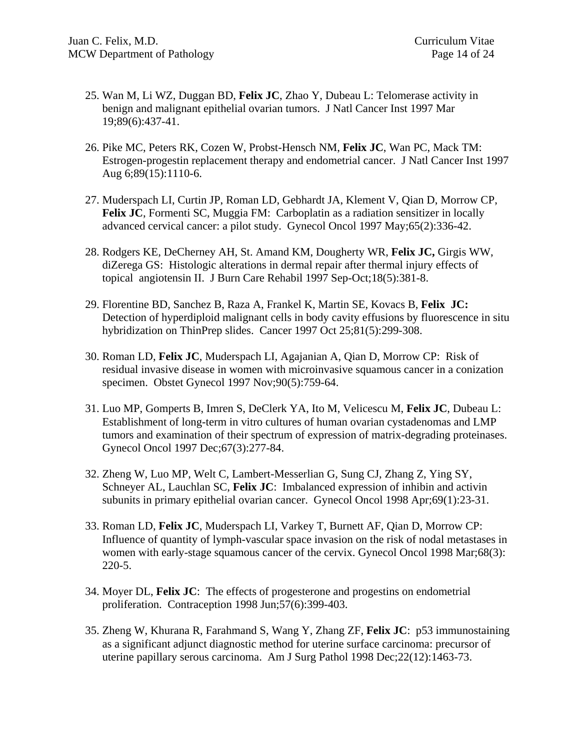25. Wan M, Li WZ, Duggan BD, **Felix JC**, Zhao Y, Dubeau L: Telomerase activity in benign and malignant epithelial ovarian tumors. J Natl Cancer Inst 1997 Mar 19;89(6):437-41.

26. Pike MC, Peters RK, Cozen W, Probst-Hensch NM, **Felix JC**, Wan PC, Mack TM: Estrogen-progestin replacement therapy and endometrial cancer. J Natl Cancer Inst 1997 Aug 6;89(15):1110-6.

27. Muderspach LI, Curtin JP, Roman LD, Gebhardt JA, Klement V, Qian D, Morrow CP, **Felix JC**, Formenti SC, Muggia FM: Carboplatin as a radiation sensitizer in locally advanced cervical cancer: a pilot study. Gynecol Oncol 1997 May;65(2):336-42.

28. Rodgers KE, DeCherney AH, St. Amand KM, Dougherty WR, **Felix JC,** Girgis WW, diZerega GS: Histologic alterations in dermal repair after thermal injury effects of topical angiotensin II. J Burn Care Rehabil 1997 Sep-Oct;18(5):381-8.

29. Florentine BD, Sanchez B, Raza A, Frankel K, Martin SE, Kovacs B, **Felix JC:** Detection of hyperdiploid malignant cells in body cavity effusions by fluorescence in situ hybridization on ThinPrep slides. Cancer 1997 Oct 25;81(5):299-308.

30. Roman LD, **Felix JC**, Muderspach LI, Agajanian A, Qian D, Morrow CP: Risk of residual invasive disease in women with microinvasive squamous cancer in a conization specimen. Obstet Gynecol 1997 Nov;90(5):759-64.

31. Luo MP, Gomperts B, Imren S, DeClerk YA, Ito M, Velicescu M, **Felix JC**, Dubeau L: Establishment of long-term in vitro cultures of human ovarian cystadenomas and LMP tumors and examination of their spectrum of expression of matrix-degrading proteinases. Gynecol Oncol 1997 Dec;67(3):277-84.

32. Zheng W, Luo MP, Welt C, Lambert-Messerlian G, Sung CJ, Zhang Z, Ying SY, Schneyer AL, Lauchlan SC, **Felix JC**: Imbalanced expression of inhibin and activin subunits in primary epithelial ovarian cancer. Gynecol Oncol 1998 Apr;69(1):23-31.

33. Roman LD, **Felix JC**, Muderspach LI, Varkey T, Burnett AF, Qian D, Morrow CP: Influence of quantity of lymph-vascular space invasion on the risk of nodal metastases in women with early-stage squamous cancer of the cervix. Gynecol Oncol 1998 Mar;68(3): 220-5.

34. Moyer DL, **Felix JC**: The effects of progesterone and progestins on endometrial proliferation. Contraception 1998 Jun;57(6):399-403.

35. Zheng W, Khurana R, Farahmand S, Wang Y, Zhang ZF, **Felix JC**: p53 immunostaining as a significant adjunct diagnostic method for uterine surface carcinoma: precursor of uterine papillary serous carcinoma. Am J Surg Pathol 1998 Dec;22(12):1463-73.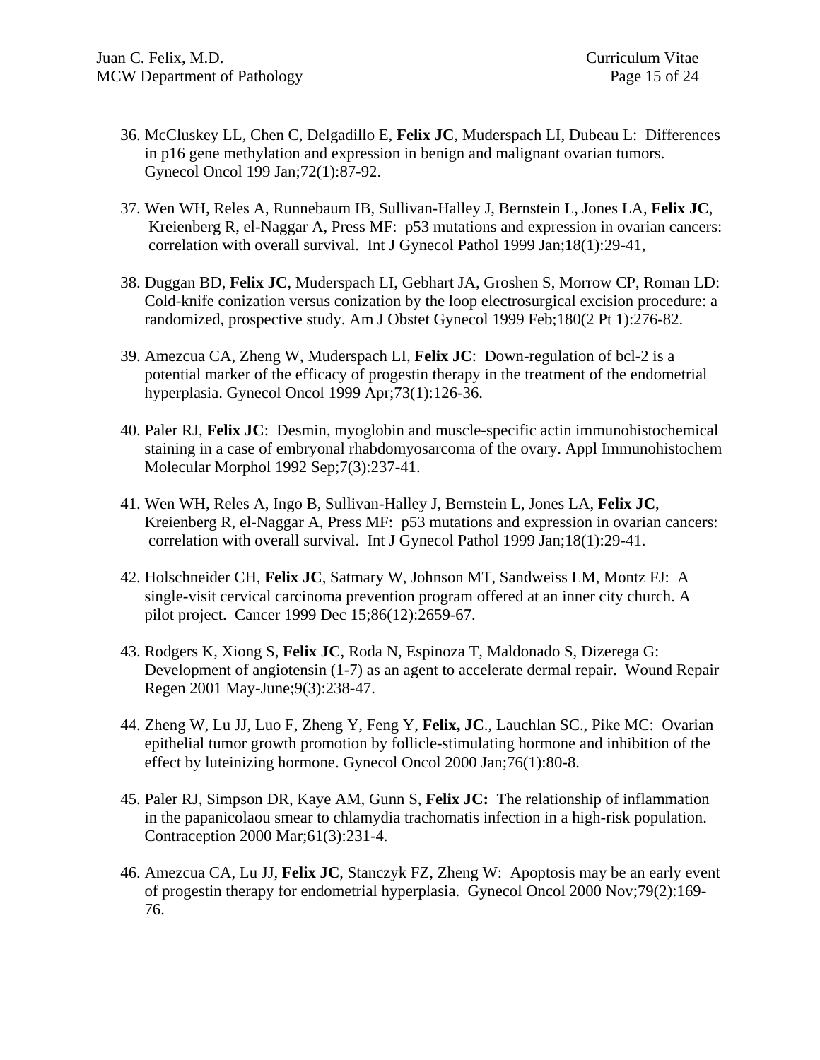36. McCluskey LL, Chen C, Delgadillo E, **Felix JC**, Muderspach LI, Dubeau L: Differences in p16 gene methylation and expression in benign and malignant ovarian tumors. Gynecol Oncol 199 Jan;72(1):87-92.

37. Wen WH, Reles A, Runnebaum IB, Sullivan-Halley J, Bernstein L, Jones LA, **Felix JC**, Kreienberg R, el-Naggar A, Press MF: p53 mutations and expression in ovarian cancers: correlation with overall survival. Int J Gynecol Pathol 1999 Jan;18(1):29-41,

38. Duggan BD, **Felix JC**, Muderspach LI, Gebhart JA, Groshen S, Morrow CP, Roman LD: Cold-knife conization versus conization by the loop electrosurgical excision procedure: a randomized, prospective study. Am J Obstet Gynecol 1999 Feb;180(2 Pt 1):276-82.

39. Amezcua CA, Zheng W, Muderspach LI, **Felix JC**: Down-regulation of bcl-2 is a potential marker of the efficacy of progestin therapy in the treatment of the endometrial hyperplasia. Gynecol Oncol 1999 Apr;73(1):126-36.

40. Paler RJ, **Felix JC**: Desmin, myoglobin and muscle-specific actin immunohistochemical staining in a case of embryonal rhabdomyosarcoma of the ovary. Appl Immunohistochem Molecular Morphol 1992 Sep;7(3):237-41.

41. Wen WH, Reles A, Ingo B, Sullivan-Halley J, Bernstein L, Jones LA, **Felix JC**, Kreienberg R, el-Naggar A, Press MF: p53 mutations and expression in ovarian cancers: correlation with overall survival. Int J Gynecol Pathol 1999 Jan;18(1):29-41.

42. Holschneider CH, **Felix JC**, Satmary W, Johnson MT, Sandweiss LM, Montz FJ: A single-visit cervical carcinoma prevention program offered at an inner city church. A pilot project. Cancer 1999 Dec 15;86(12):2659-67.

43. Rodgers K, Xiong S, **Felix JC**, Roda N, Espinoza T, Maldonado S, Dizerega G: Development of angiotensin (1-7) as an agent to accelerate dermal repair. Wound Repair Regen 2001 May-June;9(3):238-47.

44. Zheng W, Lu JJ, Luo F, Zheng Y, Feng Y, **Felix, JC**., Lauchlan SC., Pike MC: Ovarian epithelial tumor growth promotion by follicle-stimulating hormone and inhibition of the effect by luteinizing hormone. Gynecol Oncol 2000 Jan;76(1):80-8.

45. Paler RJ, Simpson DR, Kaye AM, Gunn S, **Felix JC:** The relationship of inflammation in the papanicolaou smear to chlamydia trachomatis infection in a high-risk population. Contraception 2000 Mar;61(3):231-4.

46. Amezcua CA, Lu JJ, **Felix JC**, Stanczyk FZ, Zheng W: Apoptosis may be an early event of progestin therapy for endometrial hyperplasia. Gynecol Oncol 2000 Nov;79(2):169-76.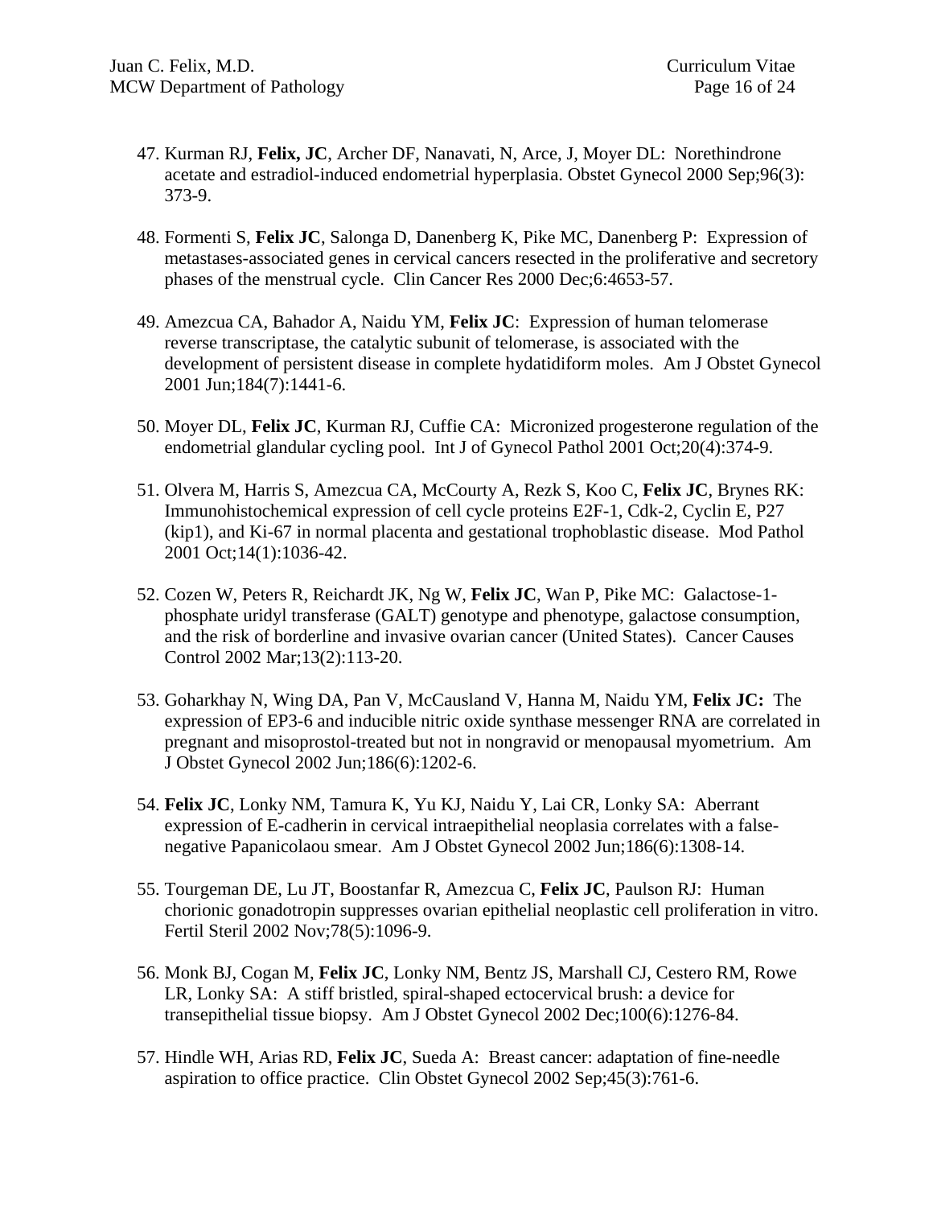47. Kurman RJ, **Felix, JC**, Archer DF, Nanavati, N, Arce, J, Moyer DL: Norethindrone acetate and estradiol-induced endometrial hyperplasia. Obstet Gynecol 2000 Sep;96(3): 373-9.

48. Formenti S, **Felix JC**, Salonga D, Danenberg K, Pike MC, Danenberg P: Expression of metastases-associated genes in cervical cancers resected in the proliferative and secretory phases of the menstrual cycle. Clin Cancer Res 2000 Dec;6:4653-57.

49. Amezcua CA, Bahador A, Naidu YM, **Felix JC**: Expression of human telomerase reverse transcriptase, the catalytic subunit of telomerase, is associated with the development of persistent disease in complete hydatidiform moles. Am J Obstet Gynecol 2001 Jun;184(7):1441-6.

50. Moyer DL, **Felix JC**, Kurman RJ, Cuffie CA: Micronized progesterone regulation of the endometrial glandular cycling pool. Int J of Gynecol Pathol 2001 Oct;20(4):374-9.

51. Olvera M, Harris S, Amezcua CA, McCourty A, Rezk S, Koo C, **Felix JC**, Brynes RK: Immunohistochemical expression of cell cycle proteins E2F-1, Cdk-2, Cyclin E, P27 (kip1), and Ki-67 in normal placenta and gestational trophoblastic disease. Mod Pathol 2001 Oct;14(1):1036-42.

52. Cozen W, Peters R, Reichardt JK, Ng W, **Felix JC**, Wan P, Pike MC: Galactose-1-phosphate uridyl transferase (GALT) genotype and phenotype, galactose consumption, and the risk of borderline and invasive ovarian cancer (United States). Cancer Causes Control 2002 Mar;13(2):113-20.

53. Goharkhay N, Wing DA, Pan V, McCausland V, Hanna M, Naidu YM, **Felix JC:** The expression of EP3-6 and inducible nitric oxide synthase messenger RNA are correlated in pregnant and misoprostol-treated but not in nongravid or menopausal myometrium. Am J Obstet Gynecol 2002 Jun;186(6):1202-6.

54. **Felix JC**, Lonky NM, Tamura K, Yu KJ, Naidu Y, Lai CR, Lonky SA: Aberrant expression of E-cadherin in cervical intraepithelial neoplasia correlates with a false-negative Papanicolaou smear. Am J Obstet Gynecol 2002 Jun;186(6):1308-14.

55. Tourgeman DE, Lu JT, Boostanfar R, Amezcua C, **Felix JC**, Paulson RJ: Human chorionic gonadotropin suppresses ovarian epithelial neoplastic cell proliferation in vitro. Fertil Steril 2002 Nov;78(5):1096-9.

56. Monk BJ, Cogan M, **Felix JC**, Lonky NM, Bentz JS, Marshall CJ, Cestero RM, Rowe LR, Lonky SA: A stiff bristled, spiral-shaped ectocervical brush: a device for transepithelial tissue biopsy. Am J Obstet Gynecol 2002 Dec;100(6):1276-84.

57. Hindle WH, Arias RD, **Felix JC**, Sueda A: Breast cancer: adaptation of fine-needle aspiration to office practice. Clin Obstet Gynecol 2002 Sep;45(3):761-6.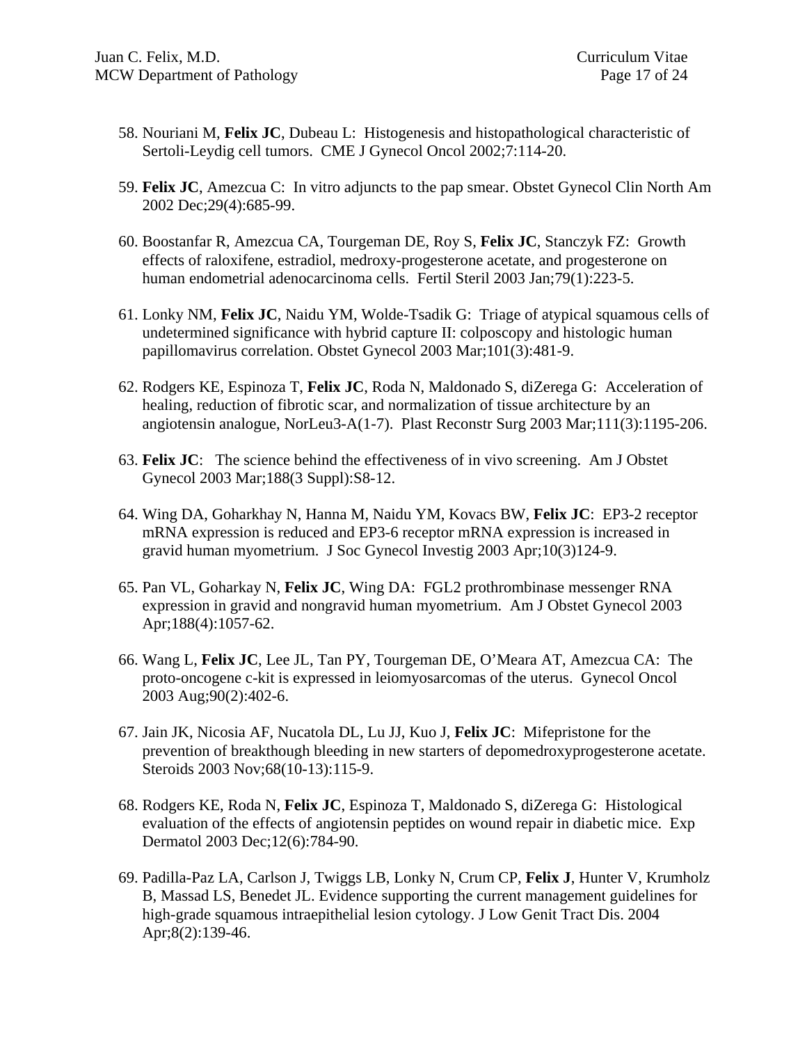58. Nouriani M, **Felix JC**, Dubeau L: Histogenesis and histopathological characteristic of Sertoli-Leydig cell tumors. CME J Gynecol Oncol 2002;7:114-20.

59. **Felix JC**, Amezcua C: In vitro adjuncts to the pap smear. Obstet Gynecol Clin North Am 2002 Dec;29(4):685-99.

60. Boostanfar R, Amezcua CA, Tourgeman DE, Roy S, **Felix JC**, Stanczyk FZ: Growth effects of raloxifene, estradiol, medroxy-progesterone acetate, and progesterone on human endometrial adenocarcinoma cells. Fertil Steril 2003 Jan;79(1):223-5.

61. Lonky NM, **Felix JC**, Naidu YM, Wolde-Tsadik G: Triage of atypical squamous cells of undetermined significance with hybrid capture II: colposcopy and histologic human papillomavirus correlation. Obstet Gynecol 2003 Mar;101(3):481-9.

62. Rodgers KE, Espinoza T, **Felix JC**, Roda N, Maldonado S, diZerega G: Acceleration of healing, reduction of fibrotic scar, and normalization of tissue architecture by an angiotensin analogue, NorLeu3-A(1-7). Plast Reconstr Surg 2003 Mar;111(3):1195-206.

63. **Felix JC**: The science behind the effectiveness of in vivo screening. Am J Obstet Gynecol 2003 Mar;188(3 Suppl):S8-12.

64. Wing DA, Goharkhay N, Hanna M, Naidu YM, Kovacs BW, **Felix JC**: EP3-2 receptor mRNA expression is reduced and EP3-6 receptor mRNA expression is increased in gravid human myometrium. J Soc Gynecol Investig 2003 Apr;10(3)124-9.

65. Pan VL, Goharkay N, **Felix JC**, Wing DA: FGL2 prothrombinase messenger RNA expression in gravid and nongravid human myometrium. Am J Obstet Gynecol 2003 Apr;188(4):1057-62.

66. Wang L, **Felix JC**, Lee JL, Tan PY, Tourgeman DE, O'Meara AT, Amezcua CA: The proto-oncogene c-kit is expressed in leiomyosarcomas of the uterus. Gynecol Oncol 2003 Aug;90(2):402-6.

67. Jain JK, Nicosia AF, Nucatola DL, Lu JJ, Kuo J, **Felix JC**: Mifepristone for the prevention of breakthough bleeding in new starters of depomedroxyprogesterone acetate. Steroids 2003 Nov;68(10-13):115-9.

68. Rodgers KE, Roda N, **Felix JC**, Espinoza T, Maldonado S, diZerega G: Histological evaluation of the effects of angiotensin peptides on wound repair in diabetic mice. Exp Dermatol 2003 Dec;12(6):784-90.

69. Padilla-Paz LA, Carlson J, Twiggs LB, Lonky N, Crum CP, **Felix J**, Hunter V, Krumholz B, Massad LS, Benedet JL. Evidence supporting the current management guidelines for high-grade squamous intraepithelial lesion cytology. J Low Genit Tract Dis. 2004 Apr;8(2):139-46.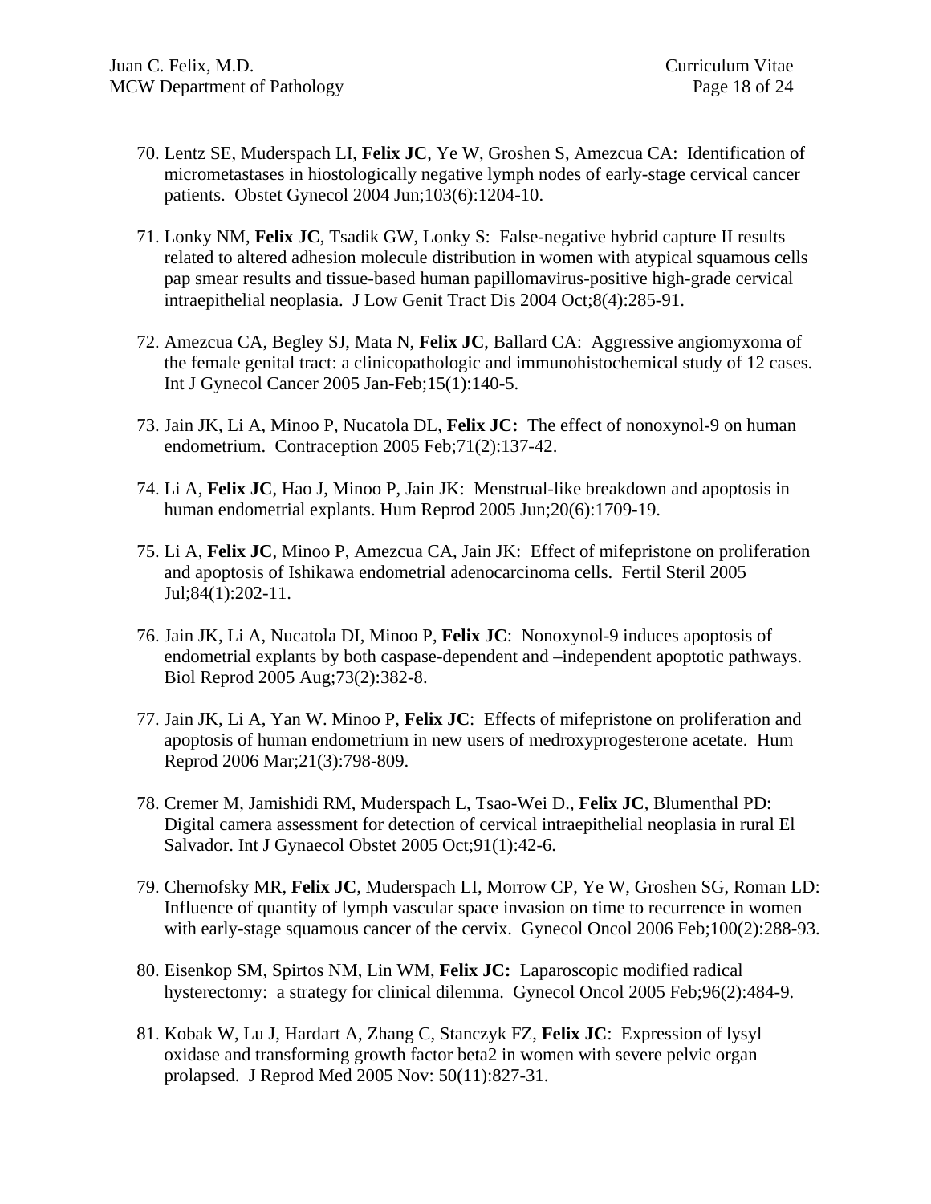70. Lentz SE, Muderspach LI, **Felix JC**, Ye W, Groshen S, Amezcua CA: Identification of micrometastases in hiostologically negative lymph nodes of early-stage cervical cancer patients. Obstet Gynecol 2004 Jun;103(6):1204-10.

71. Lonky NM, **Felix JC**, Tsadik GW, Lonky S: False-negative hybrid capture II results related to altered adhesion molecule distribution in women with atypical squamous cells pap smear results and tissue-based human papillomavirus-positive high-grade cervical intraepithelial neoplasia. J Low Genit Tract Dis 2004 Oct;8(4):285-91.

72. Amezcua CA, Begley SJ, Mata N, **Felix JC**, Ballard CA: Aggressive angiomyxoma of the female genital tract: a clinicopathologic and immunohistochemical study of 12 cases. Int J Gynecol Cancer 2005 Jan-Feb;15(1):140-5.

73. Jain JK, Li A, Minoo P, Nucatola DL, **Felix JC:** The effect of nonoxynol-9 on human endometrium. Contraception 2005 Feb;71(2):137-42.

74. Li A, **Felix JC**, Hao J, Minoo P, Jain JK: Menstrual-like breakdown and apoptosis in human endometrial explants. Hum Reprod 2005 Jun;20(6):1709-19.

75. Li A, **Felix JC**, Minoo P, Amezcua CA, Jain JK: Effect of mifepristone on proliferation and apoptosis of Ishikawa endometrial adenocarcinoma cells. Fertil Steril 2005 Jul;84(1):202-11.

76. Jain JK, Li A, Nucatola DI, Minoo P, **Felix JC**: Nonoxynol-9 induces apoptosis of endometrial explants by both caspase-dependent and –independent apoptotic pathways. Biol Reprod 2005 Aug;73(2):382-8.

77. Jain JK, Li A, Yan W. Minoo P, **Felix JC**: Effects of mifepristone on proliferation and apoptosis of human endometrium in new users of medroxyprogesterone acetate. Hum Reprod 2006 Mar;21(3):798-809.

78. Cremer M, Jamishidi RM, Muderspach L, Tsao-Wei D., **Felix JC**, Blumenthal PD: Digital camera assessment for detection of cervical intraepithelial neoplasia in rural El Salvador. Int J Gynaecol Obstet 2005 Oct;91(1):42-6.

79. Chernofsky MR, **Felix JC**, Muderspach LI, Morrow CP, Ye W, Groshen SG, Roman LD: Influence of quantity of lymph vascular space invasion on time to recurrence in women with early-stage squamous cancer of the cervix. Gynecol Oncol 2006 Feb;100(2):288-93.

80. Eisenkop SM, Spirtos NM, Lin WM, **Felix JC:** Laparoscopic modified radical hysterectomy: a strategy for clinical dilemma. Gynecol Oncol 2005 Feb;96(2):484-9.

81. Kobak W, Lu J, Hardart A, Zhang C, Stanczyk FZ, **Felix JC**: Expression of lysyl oxidase and transforming growth factor beta2 in women with severe pelvic organ prolapsed. J Reprod Med 2005 Nov: 50(11):827-31.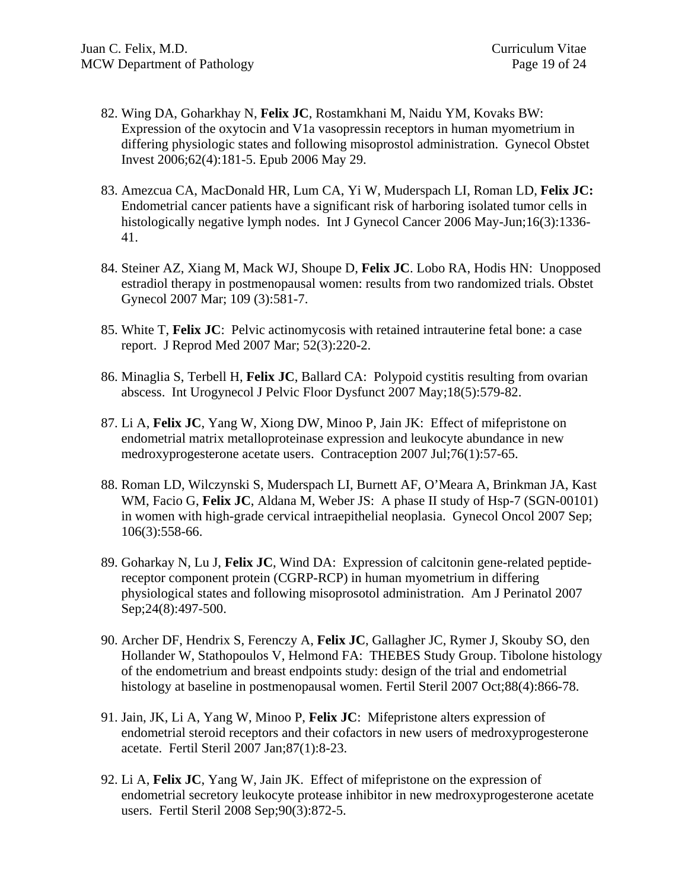82. Wing DA, Goharkhay N, **Felix JC**, Rostamkhani M, Naidu YM, Kovaks BW: Expression of the oxytocin and V1a vasopressin receptors in human myometrium in differing physiologic states and following misoprostol administration. Gynecol Obstet Invest 2006;62(4):181-5. Epub 2006 May 29.

83. Amezcua CA, MacDonald HR, Lum CA, Yi W, Muderspach LI, Roman LD, **Felix JC:** Endometrial cancer patients have a significant risk of harboring isolated tumor cells in histologically negative lymph nodes. Int J Gynecol Cancer 2006 May-Jun;16(3):1336-41.

84. Steiner AZ, Xiang M, Mack WJ, Shoupe D, **Felix JC**. Lobo RA, Hodis HN: Unopposed estradiol therapy in postmenopausal women: results from two randomized trials. Obstet Gynecol 2007 Mar; 109 (3):581-7.

85. White T, **Felix JC**: Pelvic actinomycosis with retained intrauterine fetal bone: a case report. J Reprod Med 2007 Mar; 52(3):220-2.

86. Minaglia S, Terbell H, **Felix JC**, Ballard CA: Polypoid cystitis resulting from ovarian abscess. Int Urogynecol J Pelvic Floor Dysfunct 2007 May;18(5):579-82.

87. Li A, **Felix JC**, Yang W, Xiong DW, Minoo P, Jain JK: Effect of mifepristone on endometrial matrix metalloproteinase expression and leukocyte abundance in new medroxyprogesterone acetate users. Contraception 2007 Jul;76(1):57-65.

88. Roman LD, Wilczynski S, Muderspach LI, Burnett AF, O'Meara A, Brinkman JA, Kast WM, Facio G, **Felix JC**, Aldana M, Weber JS: A phase II study of Hsp-7 (SGN-00101) in women with high-grade cervical intraepithelial neoplasia. Gynecol Oncol 2007 Sep; 106(3):558-66.

89. Goharkay N, Lu J, **Felix JC**, Wind DA: Expression of calcitonin gene-related peptide-receptor component protein (CGRP-RCP) in human myometrium in differing physiological states and following misoprosotol administration. Am J Perinatol 2007 Sep;24(8):497-500.

90. Archer DF, Hendrix S, Ferenczy A, **Felix JC**, Gallagher JC, Rymer J, Skouby SO, den Hollander W, Stathopoulos V, Helmond FA: THEBES Study Group. Tibolone histology of the endometrium and breast endpoints study: design of the trial and endometrial histology at baseline in postmenopausal women. Fertil Steril 2007 Oct;88(4):866-78.

91. Jain, JK, Li A, Yang W, Minoo P, **Felix JC**: Mifepristone alters expression of endometrial steroid receptors and their cofactors in new users of medroxyprogesterone acetate. Fertil Steril 2007 Jan;87(1):8-23.

92. Li A, **Felix JC**, Yang W, Jain JK. Effect of mifepristone on the expression of endometrial secretory leukocyte protease inhibitor in new medroxyprogesterone acetate users. Fertil Steril 2008 Sep;90(3):872-5.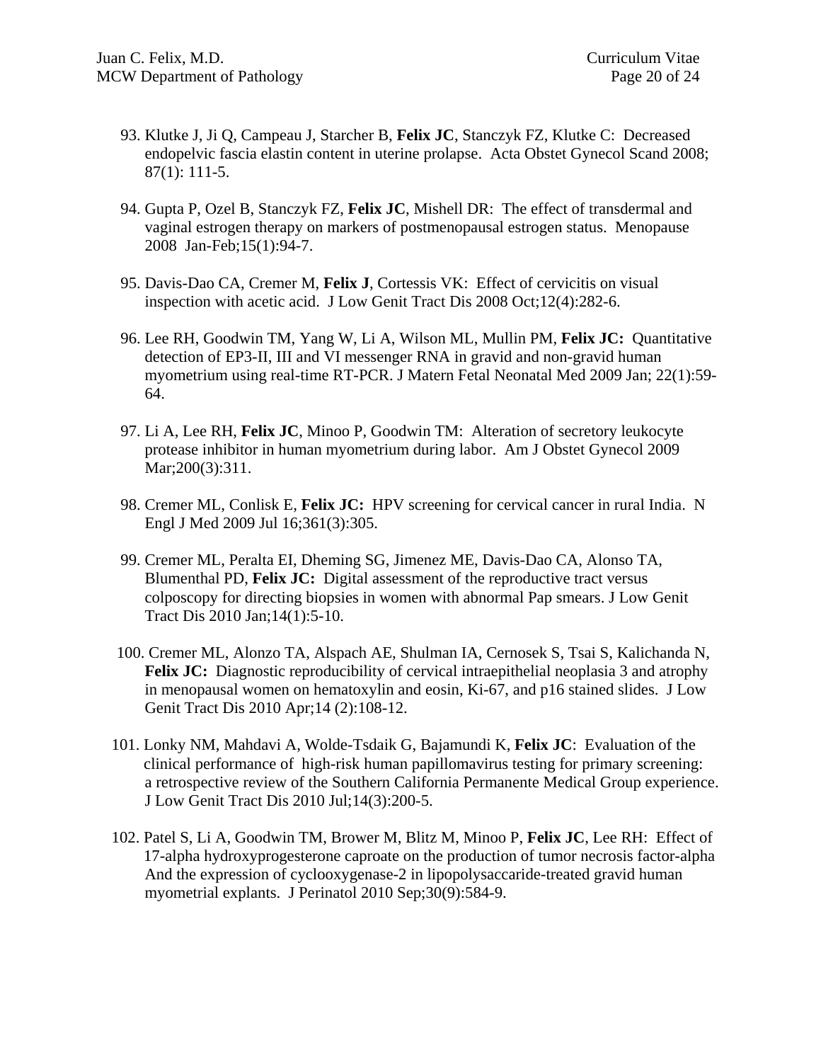93. Klutke J, Ji Q, Campeau J, Starcher B, **Felix JC**, Stanczyk FZ, Klutke C: Decreased endopelvic fascia elastin content in uterine prolapse. Acta Obstet Gynecol Scand 2008; 87(1): 111-5.

94. Gupta P, Ozel B, Stanczyk FZ, **Felix JC**, Mishell DR: The effect of transdermal and vaginal estrogen therapy on markers of postmenopausal estrogen status. Menopause 2008 Jan-Feb;15(1):94-7.

95. Davis-Dao CA, Cremer M, **Felix J**, Cortessis VK: Effect of cervicitis on visual inspection with acetic acid. J Low Genit Tract Dis 2008 Oct;12(4):282-6.

96. Lee RH, Goodwin TM, Yang W, Li A, Wilson ML, Mullin PM, **Felix JC:** Quantitative detection of EP3-II, III and VI messenger RNA in gravid and non-gravid human myometrium using real-time RT-PCR. J Matern Fetal Neonatal Med 2009 Jan; 22(1):59-64.

97. Li A, Lee RH, **Felix JC**, Minoo P, Goodwin TM: Alteration of secretory leukocyte protease inhibitor in human myometrium during labor. Am J Obstet Gynecol 2009 Mar;200(3):311.

98. Cremer ML, Conlisk E, **Felix JC:** HPV screening for cervical cancer in rural India. N Engl J Med 2009 Jul 16;361(3):305.

99. Cremer ML, Peralta EI, Dheming SG, Jimenez ME, Davis-Dao CA, Alonso TA, Blumenthal PD, **Felix JC:** Digital assessment of the reproductive tract versus colposcopy for directing biopsies in women with abnormal Pap smears. J Low Genit Tract Dis 2010 Jan;14(1):5-10.

100. Cremer ML, Alonzo TA, Alspach AE, Shulman IA, Cernosek S, Tsai S, Kalichanda N, **Felix JC:** Diagnostic reproducibility of cervical intraepithelial neoplasia 3 and atrophy in menopausal women on hematoxylin and eosin, Ki-67, and p16 stained slides. J Low Genit Tract Dis 2010 Apr;14 (2):108-12.

101. Lonky NM, Mahdavi A, Wolde-Tsdaik G, Bajamundi K, **Felix JC**: Evaluation of the clinical performance of high-risk human papillomavirus testing for primary screening: a retrospective review of the Southern California Permanente Medical Group experience. J Low Genit Tract Dis 2010 Jul;14(3):200-5.

102. Patel S, Li A, Goodwin TM, Brower M, Blitz M, Minoo P, **Felix JC**, Lee RH: Effect of 17-alpha hydroxyprogesterone caproate on the production of tumor necrosis factor-alpha And the expression of cyclooxygenase-2 in lipopolysaccaride-treated gravid human myometrial explants. J Perinatol 2010 Sep;30(9):584-9.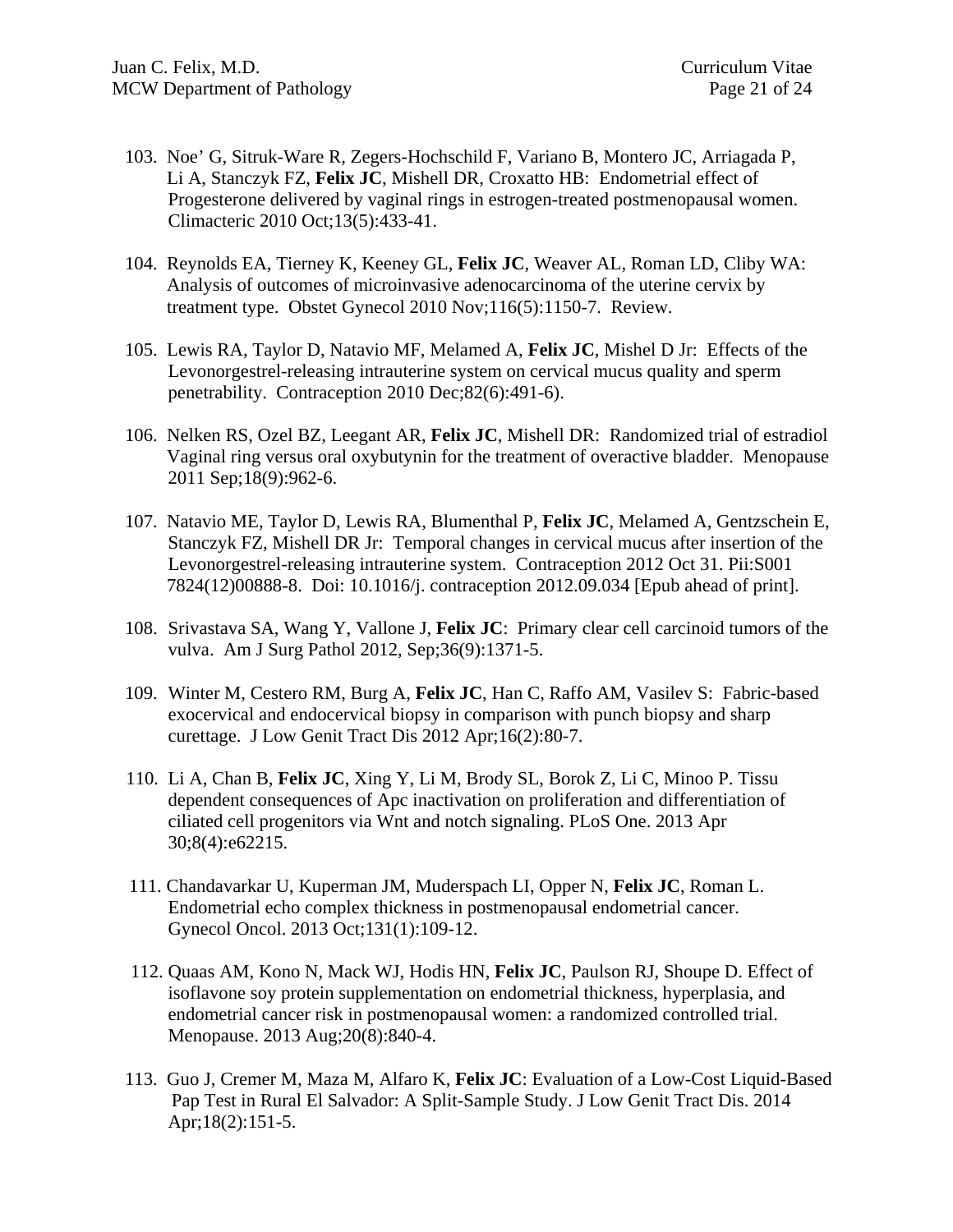103. Noe' G, Sitruk-Ware R, Zegers-Hochschild F, Variano B, Montero JC, Arriagada P, Li A, Stanczyk FZ, **Felix JC**, Mishell DR, Croxatto HB: Endometrial effect of Progesterone delivered by vaginal rings in estrogen-treated postmenopausal women. Climacteric 2010 Oct;13(5):433-41.

104. Reynolds EA, Tierney K, Keeney GL, **Felix JC**, Weaver AL, Roman LD, Cliby WA: Analysis of outcomes of microinvasive adenocarcinoma of the uterine cervix by treatment type. Obstet Gynecol 2010 Nov;116(5):1150-7. Review.

105. Lewis RA, Taylor D, Natavio MF, Melamed A, **Felix JC**, Mishel D Jr: Effects of the Levonorgestrel-releasing intrauterine system on cervical mucus quality and sperm penetrability. Contraception 2010 Dec;82(6):491-6).

106. Nelken RS, Ozel BZ, Leegant AR, **Felix JC**, Mishell DR: Randomized trial of estradiol Vaginal ring versus oral oxybutynin for the treatment of overactive bladder. Menopause 2011 Sep;18(9):962-6.

107. Natavio ME, Taylor D, Lewis RA, Blumenthal P, **Felix JC**, Melamed A, Gentzschein E, Stanczyk FZ, Mishell DR Jr: Temporal changes in cervical mucus after insertion of the Levonorgestrel-releasing intrauterine system. Contraception 2012 Oct 31. Pii:S001 7824(12)00888-8. Doi: 10.1016/j. contraception 2012.09.034 [Epub ahead of print].

108. Srivastava SA, Wang Y, Vallone J, **Felix JC**: Primary clear cell carcinoid tumors of the vulva. Am J Surg Pathol 2012, Sep;36(9):1371-5.

109. Winter M, Cestero RM, Burg A, **Felix JC**, Han C, Raffo AM, Vasilev S: Fabric-based exocervical and endocervical biopsy in comparison with punch biopsy and sharp curettage. J Low Genit Tract Dis 2012 Apr;16(2):80-7.

110. Li A, Chan B, **Felix JC**, Xing Y, Li M, Brody SL, Borok Z, Li C, Minoo P. Tissu dependent consequences of Apc inactivation on proliferation and differentiation of ciliated cell progenitors via Wnt and notch signaling. PLoS One. 2013 Apr 30;8(4):e62215.

111. Chandavarkar U, Kuperman JM, Muderspach LI, Opper N, **Felix JC**, Roman L. Endometrial echo complex thickness in postmenopausal endometrial cancer. Gynecol Oncol. 2013 Oct;131(1):109-12.

112. Quaas AM, Kono N, Mack WJ, Hodis HN, **Felix JC**, Paulson RJ, Shoupe D. Effect of isoflavone soy protein supplementation on endometrial thickness, hyperplasia, and endometrial cancer risk in postmenopausal women: a randomized controlled trial. Menopause. 2013 Aug;20(8):840-4.

113. Guo J, Cremer M, Maza M, Alfaro K, **Felix JC**: Evaluation of a Low-Cost Liquid-Based Pap Test in Rural El Salvador: A Split-Sample Study. J Low Genit Tract Dis. 2014 Apr;18(2):151-5.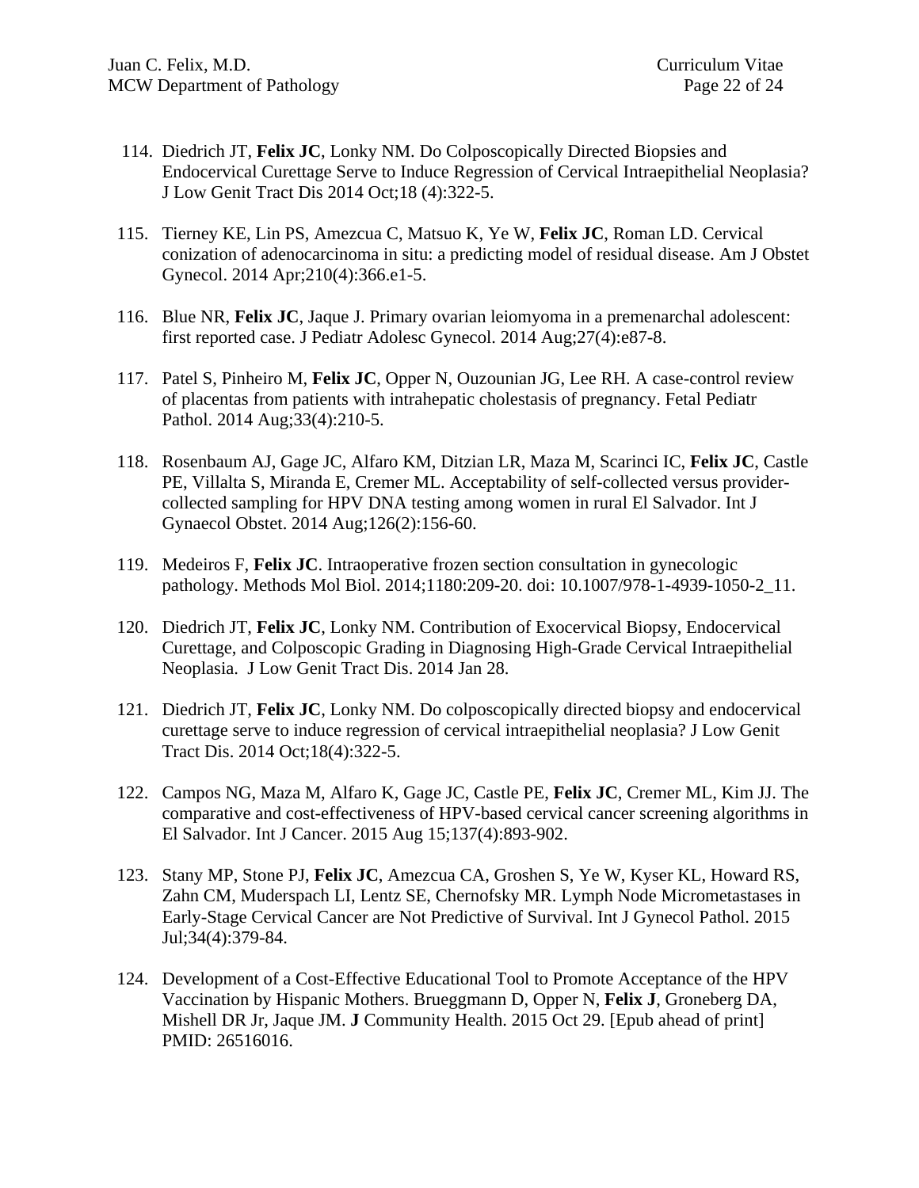114. Diedrich JT, **Felix JC**, Lonky NM. Do Colposcopically Directed Biopsies and Endocervical Curettage Serve to Induce Regression of Cervical Intraepithelial Neoplasia? J Low Genit Tract Dis 2014 Oct;18 (4):322-5.

115. Tierney KE, Lin PS, Amezcua C, Matsuo K, Ye W, **Felix JC**, Roman LD. Cervical conization of adenocarcinoma in situ: a predicting model of residual disease. Am J Obstet Gynecol. 2014 Apr;210(4):366.e1-5.

116. Blue NR, **Felix JC**, Jaque J. Primary ovarian leiomyoma in a premenarchal adolescent: first reported case. J Pediatr Adolesc Gynecol. 2014 Aug;27(4):e87-8.

117. Patel S, Pinheiro M, **Felix JC**, Opper N, Ouzounian JG, Lee RH. A case-control review of placentas from patients with intrahepatic cholestasis of pregnancy. Fetal Pediatr Pathol. 2014 Aug;33(4):210-5.

118. Rosenbaum AJ, Gage JC, Alfaro KM, Ditzian LR, Maza M, Scarinci IC, **Felix JC**, Castle PE, Villalta S, Miranda E, Cremer ML. Acceptability of self-collected versus provider-collected sampling for HPV DNA testing among women in rural El Salvador. Int J Gynaecol Obstet. 2014 Aug;126(2):156-60.

119. Medeiros F, **Felix JC**. Intraoperative frozen section consultation in gynecologic pathology. Methods Mol Biol. 2014;1180:209-20. doi: 10.1007/978-1-4939-1050-2_11.

120. Diedrich JT, **Felix JC**, Lonky NM. Contribution of Exocervical Biopsy, Endocervical Curettage, and Colposcopic Grading in Diagnosing High-Grade Cervical Intraepithelial Neoplasia. J Low Genit Tract Dis. 2014 Jan 28.

121. Diedrich JT, **Felix JC**, Lonky NM. Do colposcopically directed biopsy and endocervical curettage serve to induce regression of cervical intraepithelial neoplasia? J Low Genit Tract Dis. 2014 Oct;18(4):322-5.

122. Campos NG, Maza M, Alfaro K, Gage JC, Castle PE, **Felix JC**, Cremer ML, Kim JJ. The comparative and cost-effectiveness of HPV-based cervical cancer screening algorithms in El Salvador. Int J Cancer. 2015 Aug 15;137(4):893-902.

123. Stany MP, Stone PJ, **Felix JC**, Amezcua CA, Groshen S, Ye W, Kyser KL, Howard RS, Zahn CM, Muderspach LI, Lentz SE, Chernofsky MR. Lymph Node Micrometastases in Early-Stage Cervical Cancer are Not Predictive of Survival. Int J Gynecol Pathol. 2015 Jul;34(4):379-84.

124. Development of a Cost-Effective Educational Tool to Promote Acceptance of the HPV Vaccination by Hispanic Mothers. Brueggmann D, Opper N, **Felix J**, Groneberg DA, Mishell DR Jr, Jaque JM. **J** Community Health. 2015 Oct 29. [Epub ahead of print] PMID: 26516016.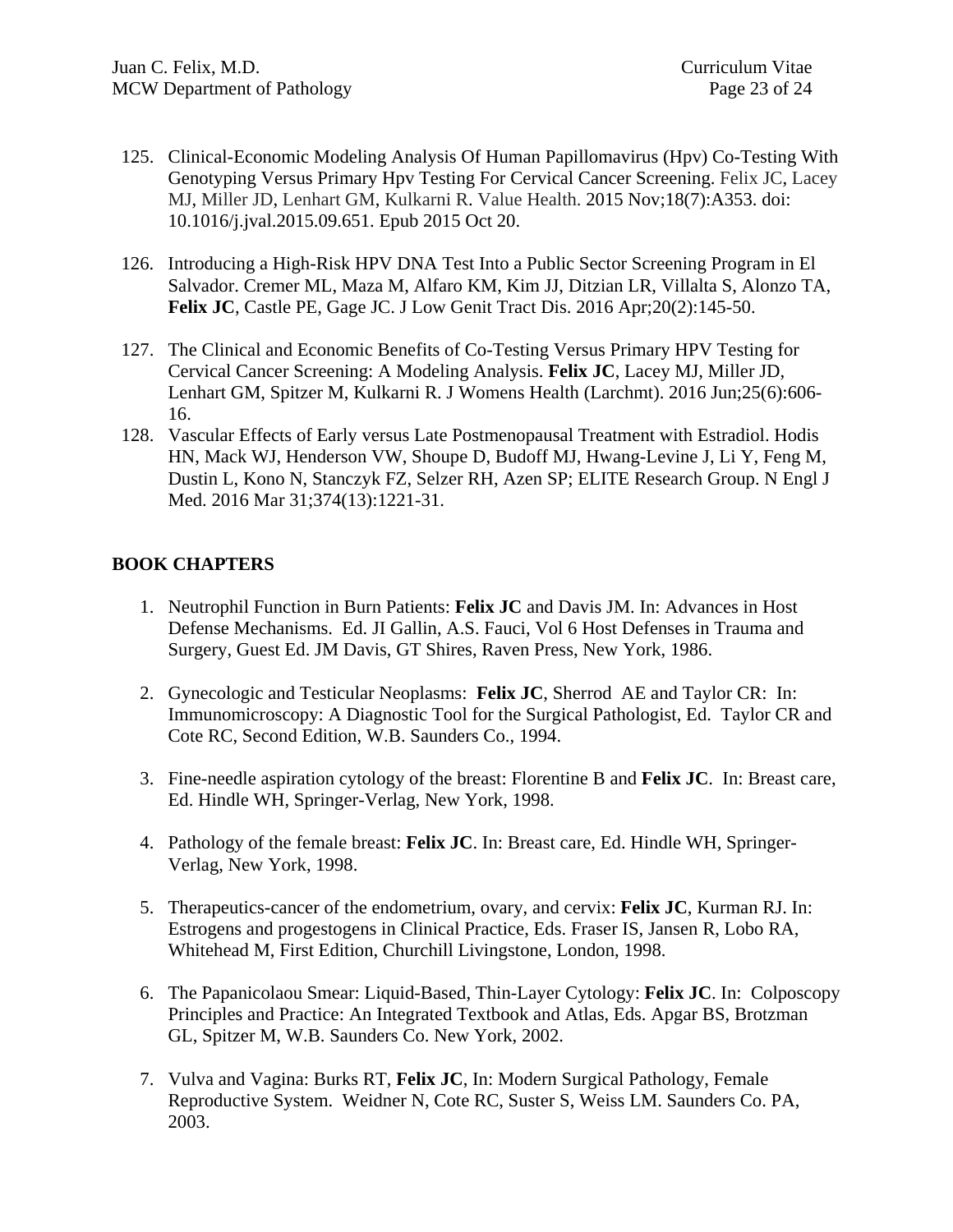125. Clinical-Economic Modeling Analysis Of Human Papillomavirus (Hpv) Co-Testing With Genotyping Versus Primary Hpv Testing For Cervical Cancer Screening. Felix JC, Lacey MJ, Miller JD, Lenhart GM, Kulkarni R. Value Health. 2015 Nov;18(7):A353. doi: 10.1016/j.jval.2015.09.651. Epub 2015 Oct 20.

126. Introducing a High-Risk HPV DNA Test Into a Public Sector Screening Program in El Salvador. Cremer ML, Maza M, Alfaro KM, Kim JJ, Ditzian LR, Villalta S, Alonzo TA, **Felix JC**, Castle PE, Gage JC. J Low Genit Tract Dis. 2016 Apr;20(2):145-50.

127. The Clinical and Economic Benefits of Co-Testing Versus Primary HPV Testing for Cervical Cancer Screening: A Modeling Analysis. **Felix JC**, Lacey MJ, Miller JD, Lenhart GM, Spitzer M, Kulkarni R. J Womens Health (Larchmt). 2016 Jun;25(6):606-16.

128. Vascular Effects of Early versus Late Postmenopausal Treatment with Estradiol. Hodis HN, Mack WJ, Henderson VW, Shoupe D, Budoff MJ, Hwang-Levine J, Li Y, Feng M, Dustin L, Kono N, Stanczyk FZ, Selzer RH, Azen SP; ELITE Research Group. N Engl J Med. 2016 Mar 31;374(13):1221-31.

## BOOK CHAPTERS

1. Neutrophil Function in Burn Patients: **Felix JC** and Davis JM. In: Advances in Host Defense Mechanisms. Ed. JI Gallin, A.S. Fauci, Vol 6 Host Defenses in Trauma and Surgery, Guest Ed. JM Davis, GT Shires, Raven Press, New York, 1986.

2. Gynecologic and Testicular Neoplasms: **Felix JC**, Sherrod AE and Taylor CR: In: Immunomicroscopy: A Diagnostic Tool for the Surgical Pathologist, Ed. Taylor CR and Cote RC, Second Edition, W.B. Saunders Co., 1994.

3. Fine-needle aspiration cytology of the breast: Florentine B and **Felix JC**. In: Breast care, Ed. Hindle WH, Springer-Verlag, New York, 1998.

4. Pathology of the female breast: **Felix JC**. In: Breast care, Ed. Hindle WH, Springer-Verlag, New York, 1998.

5. Therapeutics-cancer of the endometrium, ovary, and cervix: **Felix JC**, Kurman RJ. In: Estrogens and progestogens in Clinical Practice, Eds. Fraser IS, Jansen R, Lobo RA, Whitehead M, First Edition, Churchill Livingstone, London, 1998.

6. The Papanicolaou Smear: Liquid-Based, Thin-Layer Cytology: **Felix JC**. In: Colposcopy Principles and Practice: An Integrated Textbook and Atlas, Eds. Apgar BS, Brotzman GL, Spitzer M, W.B. Saunders Co. New York, 2002.

7. Vulva and Vagina: Burks RT, **Felix JC**, In: Modern Surgical Pathology, Female Reproductive System. Weidner N, Cote RC, Suster S, Weiss LM. Saunders Co. PA, 2003.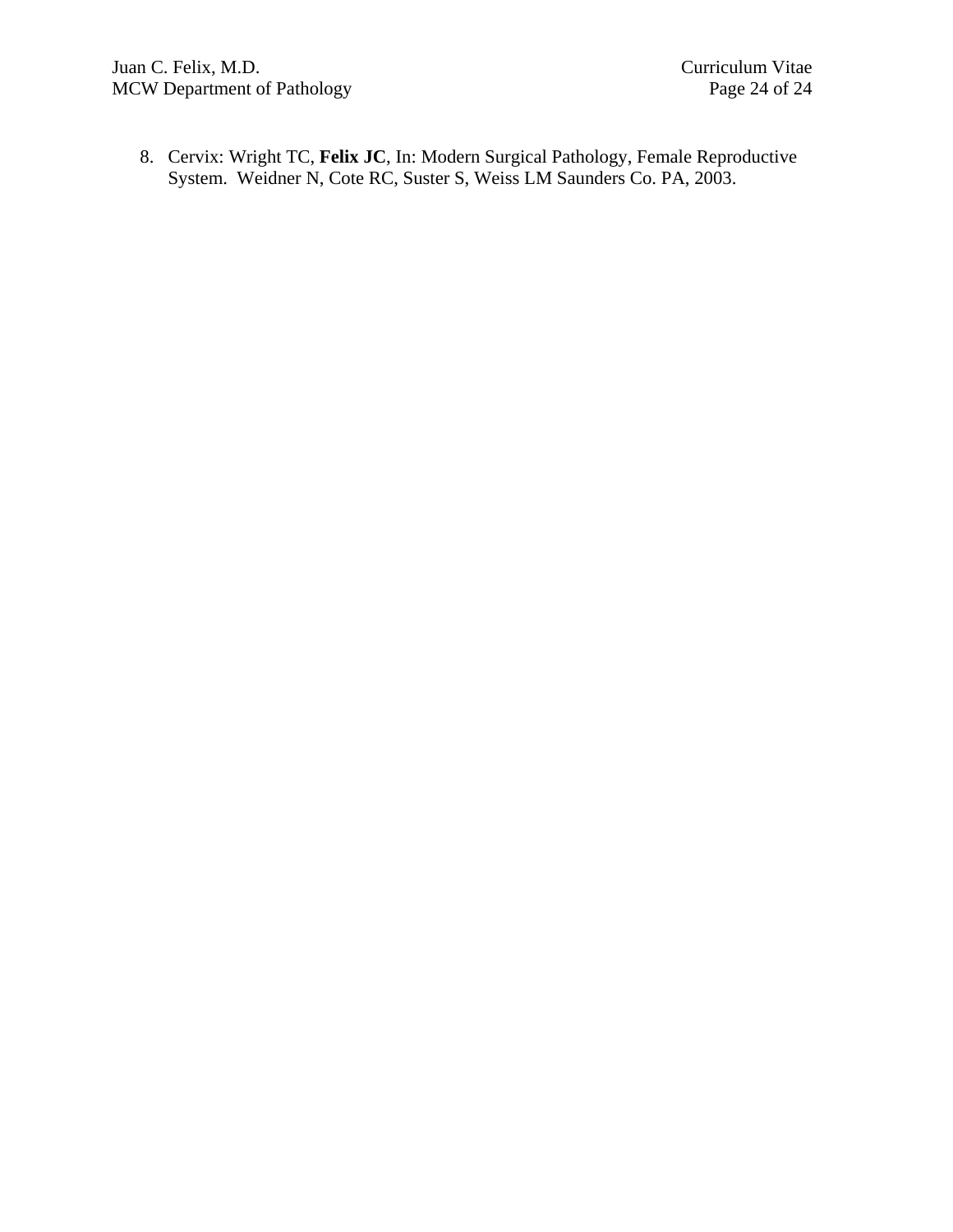8. Cervix: Wright TC, **Felix JC**, In: Modern Surgical Pathology, Female Reproductive System. Weidner N, Cote RC, Suster S, Weiss LM Saunders Co. PA, 2003.